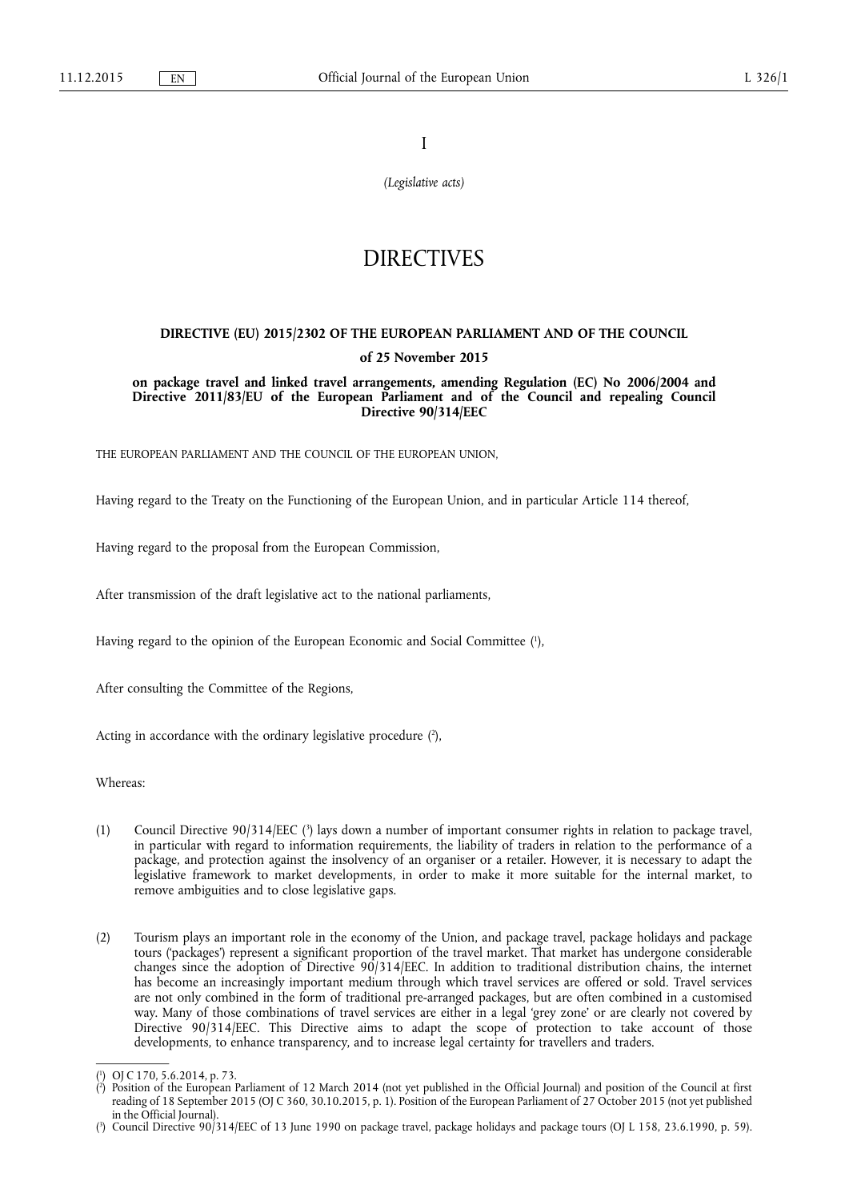I

*(Legislative acts)*

# DIRECTIVES

## DIRECTIVE (EU) 2015/2302 OF THE EUROPEAN PARLIAMENT AND OF THE COUNCIL

### of 25 November 2015

### on package travel and linked travel arrangements, amending Regulation (EC) No 2006/2004 and Directive 2011/83/EU of the European Parliament and of the Council and repealing Council Directive 90/314/EEC

THE EUROPEAN PARLIAMENT AND THE COUNCIL OF THE EUROPEAN UNION,

Having regard to the Treaty on the Functioning of the European Union, and in particular Article 114 thereof,

Having regard to the proposal from the European Commission,

After transmission of the draft legislative act to the national parliaments,

Having regard to the opinion of the European Economic and Social Committee [1],

After consulting the Committee of the Regions,

Acting in accordance with the ordinary legislative procedure [2],

Whereas:

(1) Council Directive 90/314/EEC [3] lays down a number of important consumer rights in relation to package travel, in particular with regard to information requirements, the liability of traders in relation to the performance of a package, and protection against the insolvency of an organiser or a retailer. However, it is necessary to adapt the legislative framework to market developments, in order to make it more suitable for the internal market, to remove ambiguities and to close legislative gaps.

(2) Tourism plays an important role in the economy of the Union, and package travel, package holidays and package tours ('packages') represent a significant proportion of the travel market. That market has undergone considerable changes since the adoption of Directive 90/314/EEC. In addition to traditional distribution chains, the internet has become an increasingly important medium through which travel services are offered or sold. Travel services are not only combined in the form of traditional pre-arranged packages, but are often combined in a customised way. Many of those combinations of travel services are either in a legal 'grey zone' or are clearly not covered by Directive 90/314/EEC. This Directive aims to adapt the scope of protection to take account of those developments, to enhance transparency, and to increase legal certainty for travellers and traders.

---

[1] OJ C 170, 5.6.2014, p. 73.

[2] Position of the European Parliament of 12 March 2014 (not yet published in the Official Journal) and position of the Council at first reading of 18 September 2015 (OJ C 360, 30.10.2015, p. 1). Position of the European Parliament of 27 October 2015 (not yet published in the Official Journal).

[3] Council Directive 90/314/EEC of 13 June 1990 on package travel, package holidays and package tours (OJ L 158, 23.6.1990, p. 59).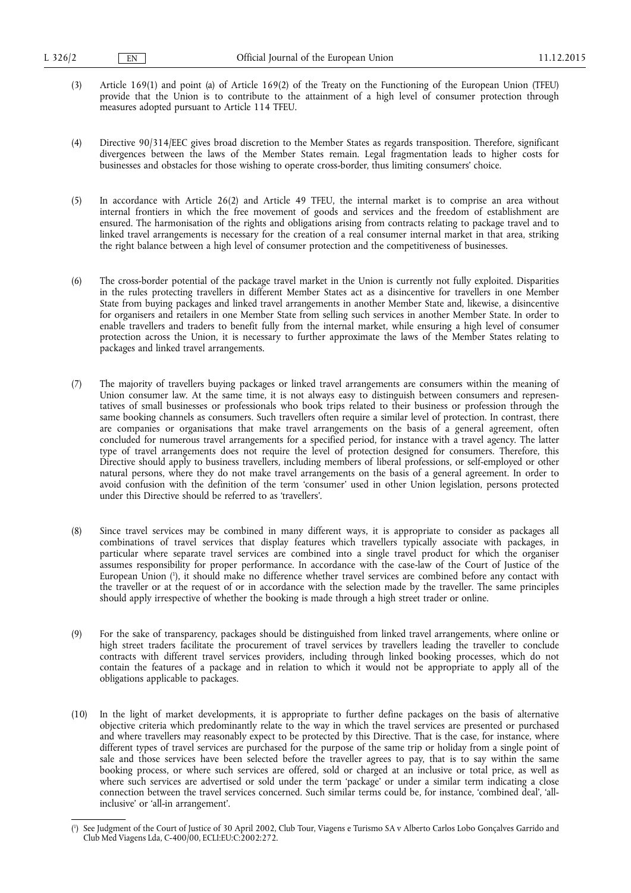(3) Article 169(1) and point (a) of Article 169(2) of the Treaty on the Functioning of the European Union (TFEU) provide that the Union is to contribute to the attainment of a high level of consumer protection through measures adopted pursuant to Article 114 TFEU.

(4) Directive 90/314/EEC gives broad discretion to the Member States as regards transposition. Therefore, significant divergences between the laws of the Member States remain. Legal fragmentation leads to higher costs for businesses and obstacles for those wishing to operate cross-border, thus limiting consumers' choice.

(5) In accordance with Article 26(2) and Article 49 TFEU, the internal market is to comprise an area without internal frontiers in which the free movement of goods and services and the freedom of establishment are ensured. The harmonisation of the rights and obligations arising from contracts relating to package travel and to linked travel arrangements is necessary for the creation of a real consumer internal market in that area, striking the right balance between a high level of consumer protection and the competitiveness of businesses.

(6) The cross-border potential of the package travel market in the Union is currently not fully exploited. Disparities in the rules protecting travellers in different Member States act as a disincentive for travellers in one Member State from buying packages and linked travel arrangements in another Member State and, likewise, a disincentive for organisers and retailers in one Member State from selling such services in another Member State. In order to enable travellers and traders to benefit fully from the internal market, while ensuring a high level of consumer protection across the Union, it is necessary to further approximate the laws of the Member States relating to packages and linked travel arrangements.

(7) The majority of travellers buying packages or linked travel arrangements are consumers within the meaning of Union consumer law. At the same time, it is not always easy to distinguish between consumers and representatives of small businesses or professionals who book trips related to their business or profession through the same booking channels as consumers. Such travellers often require a similar level of protection. In contrast, there are companies or organisations that make travel arrangements on the basis of a general agreement, often concluded for numerous travel arrangements for a specified period, for instance with a travel agency. The latter type of travel arrangements does not require the level of protection designed for consumers. Therefore, this Directive should apply to business travellers, including members of liberal professions, or self-employed or other natural persons, where they do not make travel arrangements on the basis of a general agreement. In order to avoid confusion with the definition of the term 'consumer' used in other Union legislation, persons protected under this Directive should be referred to as 'travellers'.

(8) Since travel services may be combined in many different ways, it is appropriate to consider as packages all combinations of travel services that display features which travellers typically associate with packages, in particular where separate travel services are combined into a single travel product for which the organiser assumes responsibility for proper performance. In accordance with the case-law of the Court of Justice of the European Union [1], it should make no difference whether travel services are combined before any contact with the traveller or at the request of or in accordance with the selection made by the traveller. The same principles should apply irrespective of whether the booking is made through a high street trader or online.

(9) For the sake of transparency, packages should be distinguished from linked travel arrangements, where online or high street traders facilitate the procurement of travel services by travellers leading the traveller to conclude contracts with different travel services providers, including through linked booking processes, which do not contain the features of a package and in relation to which it would not be appropriate to apply all of the obligations applicable to packages.

(10) In the light of market developments, it is appropriate to further define packages on the basis of alternative objective criteria which predominantly relate to the way in which the travel services are presented or purchased and where travellers may reasonably expect to be protected by this Directive. That is the case, for instance, where different types of travel services are purchased for the purpose of the same trip or holiday from a single point of sale and those services have been selected before the traveller agrees to pay, that is to say within the same booking process, or where such services are offered, sold or charged at an inclusive or total price, as well as where such services are advertised or sold under the term 'package' or under a similar term indicating a close connection between the travel services concerned. Such similar terms could be, for instance, 'combined deal', 'all-inclusive' or 'all-in arrangement'.

---

[1] See Judgment of the Court of Justice of 30 April 2002, Club Tour, Viagens e Turismo SA v Alberto Carlos Lobo Gonçalves Garrido and Club Med Viagens Lda, C-400/00, ECLI:EU:C:2002:272.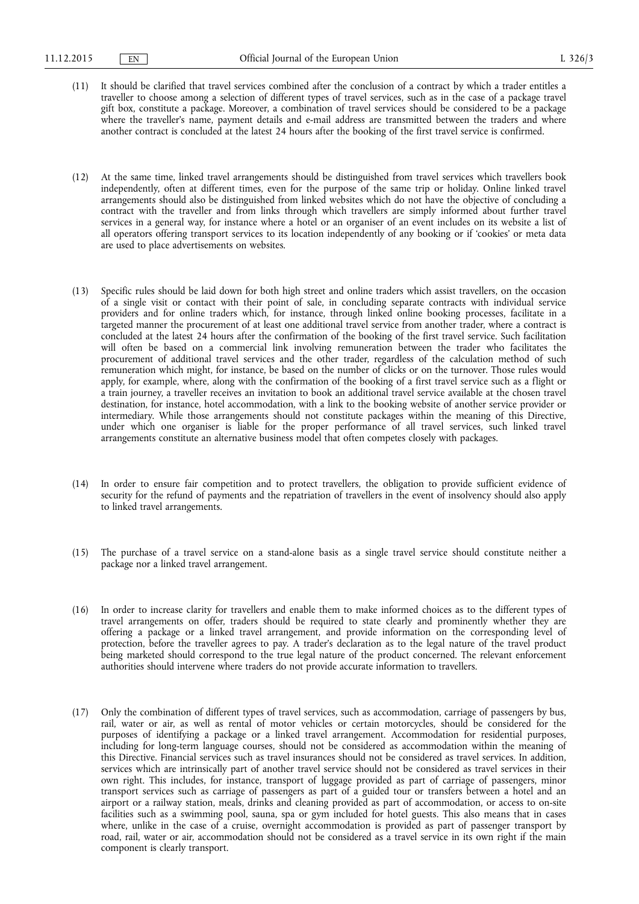(11) It should be clarified that travel services combined after the conclusion of a contract by which a trader entitles a traveller to choose among a selection of different types of travel services, such as in the case of a package travel gift box, constitute a package. Moreover, a combination of travel services should be considered to be a package where the traveller's name, payment details and e-mail address are transmitted between the traders and where another contract is concluded at the latest 24 hours after the booking of the first travel service is confirmed.

(12) At the same time, linked travel arrangements should be distinguished from travel services which travellers book independently, often at different times, even for the purpose of the same trip or holiday. Online linked travel arrangements should also be distinguished from linked websites which do not have the objective of concluding a contract with the traveller and from links through which travellers are simply informed about further travel services in a general way, for instance where a hotel or an organiser of an event includes on its website a list of all operators offering transport services to its location independently of any booking or if 'cookies' or meta data are used to place advertisements on websites.

(13) Specific rules should be laid down for both high street and online traders which assist travellers, on the occasion of a single visit or contact with their point of sale, in concluding separate contracts with individual service providers and for online traders which, for instance, through linked online booking processes, facilitate in a targeted manner the procurement of at least one additional travel service from another trader, where a contract is concluded at the latest 24 hours after the confirmation of the booking of the first travel service. Such facilitation will often be based on a commercial link involving remuneration between the trader who facilitates the procurement of additional travel services and the other trader, regardless of the calculation method of such remuneration which might, for instance, be based on the number of clicks or on the turnover. Those rules would apply, for example, where, along with the confirmation of the booking of a first travel service such as a flight or a train journey, a traveller receives an invitation to book an additional travel service available at the chosen travel destination, for instance, hotel accommodation, with a link to the booking website of another service provider or intermediary. While those arrangements should not constitute packages within the meaning of this Directive, under which one organiser is liable for the proper performance of all travel services, such linked travel arrangements constitute an alternative business model that often competes closely with packages.

(14) In order to ensure fair competition and to protect travellers, the obligation to provide sufficient evidence of security for the refund of payments and the repatriation of travellers in the event of insolvency should also apply to linked travel arrangements.

(15) The purchase of a travel service on a stand-alone basis as a single travel service should constitute neither a package nor a linked travel arrangement.

(16) In order to increase clarity for travellers and enable them to make informed choices as to the different types of travel arrangements on offer, traders should be required to state clearly and prominently whether they are offering a package or a linked travel arrangement, and provide information on the corresponding level of protection, before the traveller agrees to pay. A trader's declaration as to the legal nature of the travel product being marketed should correspond to the true legal nature of the product concerned. The relevant enforcement authorities should intervene where traders do not provide accurate information to travellers.

(17) Only the combination of different types of travel services, such as accommodation, carriage of passengers by bus, rail, water or air, as well as rental of motor vehicles or certain motorcycles, should be considered for the purposes of identifying a package or a linked travel arrangement. Accommodation for residential purposes, including for long-term language courses, should not be considered as accommodation within the meaning of this Directive. Financial services such as travel insurances should not be considered as travel services. In addition, services which are intrinsically part of another travel service should not be considered as travel services in their own right. This includes, for instance, transport of luggage provided as part of carriage of passengers, minor transport services such as carriage of passengers as part of a guided tour or transfers between a hotel and an airport or a railway station, meals, drinks and cleaning provided as part of accommodation, or access to on-site facilities such as a swimming pool, sauna, spa or gym included for hotel guests. This also means that in cases where, unlike in the case of a cruise, overnight accommodation is provided as part of passenger transport by road, rail, water or air, accommodation should not be considered as a travel service in its own right if the main component is clearly transport.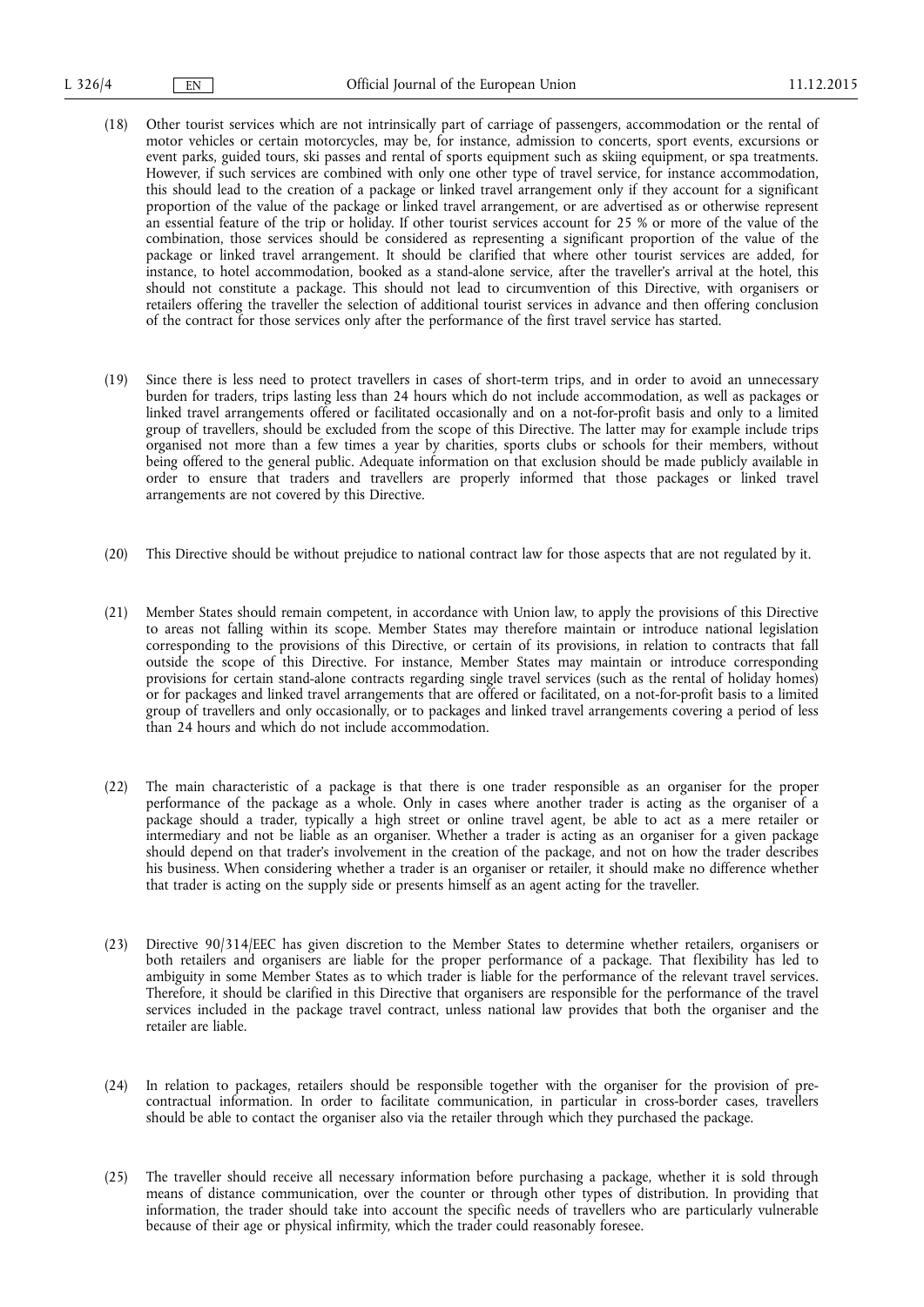(18) Other tourist services which are not intrinsically part of carriage of passengers, accommodation or the rental of motor vehicles or certain motorcycles, may be, for instance, admission to concerts, sport events, excursions or event parks, guided tours, ski passes and rental of sports equipment such as skiing equipment, or spa treatments. However, if such services are combined with only one other type of travel service, for instance accommodation, this should lead to the creation of a package or linked travel arrangement only if they account for a significant proportion of the value of the package or linked travel arrangement, or are advertised as or otherwise represent an essential feature of the trip or holiday. If other tourist services account for 25 % or more of the value of the combination, those services should be considered as representing a significant proportion of the value of the package or linked travel arrangement. It should be clarified that where other tourist services are added, for instance, to hotel accommodation, booked as a stand-alone service, after the traveller's arrival at the hotel, this should not constitute a package. This should not lead to circumvention of this Directive, with organisers or retailers offering the traveller the selection of additional tourist services in advance and then offering conclusion of the contract for those services only after the performance of the first travel service has started.

(19) Since there is less need to protect travellers in cases of short-term trips, and in order to avoid an unnecessary burden for traders, trips lasting less than 24 hours which do not include accommodation, as well as packages or linked travel arrangements offered or facilitated occasionally and on a not-for-profit basis and only to a limited group of travellers, should be excluded from the scope of this Directive. The latter may for example include trips organised not more than a few times a year by charities, sports clubs or schools for their members, without being offered to the general public. Adequate information on that exclusion should be made publicly available in order to ensure that traders and travellers are properly informed that those packages or linked travel arrangements are not covered by this Directive.

(20) This Directive should be without prejudice to national contract law for those aspects that are not regulated by it.

(21) Member States should remain competent, in accordance with Union law, to apply the provisions of this Directive to areas not falling within its scope. Member States may therefore maintain or introduce national legislation corresponding to the provisions of this Directive, or certain of its provisions, in relation to contracts that fall outside the scope of this Directive. For instance, Member States may maintain or introduce corresponding provisions for certain stand-alone contracts regarding single travel services (such as the rental of holiday homes) or for packages and linked travel arrangements that are offered or facilitated, on a not-for-profit basis to a limited group of travellers and only occasionally, or to packages and linked travel arrangements covering a period of less than 24 hours and which do not include accommodation.

(22) The main characteristic of a package is that there is one trader responsible as an organiser for the proper performance of the package as a whole. Only in cases where another trader is acting as the organiser of a package should a trader, typically a high street or online travel agent, be able to act as a mere retailer or intermediary and not be liable as an organiser. Whether a trader is acting as an organiser for a given package should depend on that trader's involvement in the creation of the package, and not on how the trader describes his business. When considering whether a trader is an organiser or retailer, it should make no difference whether that trader is acting on the supply side or presents himself as an agent acting for the traveller.

(23) Directive 90/314/EEC has given discretion to the Member States to determine whether retailers, organisers or both retailers and organisers are liable for the proper performance of a package. That flexibility has led to ambiguity in some Member States as to which trader is liable for the performance of the relevant travel services. Therefore, it should be clarified in this Directive that organisers are responsible for the performance of the travel services included in the package travel contract, unless national law provides that both the organiser and the retailer are liable.

(24) In relation to packages, retailers should be responsible together with the organiser for the provision of pre-contractual information. In order to facilitate communication, in particular in cross-border cases, travellers should be able to contact the organiser also via the retailer through which they purchased the package.

(25) The traveller should receive all necessary information before purchasing a package, whether it is sold through means of distance communication, over the counter or through other types of distribution. In providing that information, the trader should take into account the specific needs of travellers who are particularly vulnerable because of their age or physical infirmity, which the trader could reasonably foresee.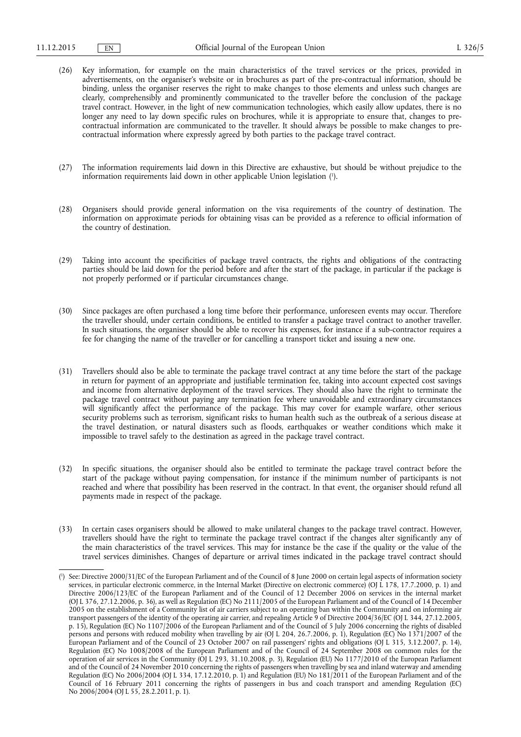(26) Key information, for example on the main characteristics of the travel services or the prices, provided in advertisements, on the organiser's website or in brochures as part of the pre-contractual information, should be binding, unless the organiser reserves the right to make changes to those elements and unless such changes are clearly, comprehensibly and prominently communicated to the traveller before the conclusion of the package travel contract. However, in the light of new communication technologies, which easily allow updates, there is no longer any need to lay down specific rules on brochures, while it is appropriate to ensure that, changes to pre-contractual information are communicated to the traveller. It should always be possible to make changes to pre-contractual information where expressly agreed by both parties to the package travel contract.

(27) The information requirements laid down in this Directive are exhaustive, but should be without prejudice to the information requirements laid down in other applicable Union legislation [1].

(28) Organisers should provide general information on the visa requirements of the country of destination. The information on approximate periods for obtaining visas can be provided as a reference to official information of the country of destination.

(29) Taking into account the specificities of package travel contracts, the rights and obligations of the contracting parties should be laid down for the period before and after the start of the package, in particular if the package is not properly performed or if particular circumstances change.

(30) Since packages are often purchased a long time before their performance, unforeseen events may occur. Therefore the traveller should, under certain conditions, be entitled to transfer a package travel contract to another traveller. In such situations, the organiser should be able to recover his expenses, for instance if a sub-contractor requires a fee for changing the name of the traveller or for cancelling a transport ticket and issuing a new one.

(31) Travellers should also be able to terminate the package travel contract at any time before the start of the package in return for payment of an appropriate and justifiable termination fee, taking into account expected cost savings and income from alternative deployment of the travel services. They should also have the right to terminate the package travel contract without paying any termination fee where unavoidable and extraordinary circumstances will significantly affect the performance of the package. This may cover for example warfare, other serious security problems such as terrorism, significant risks to human health such as the outbreak of a serious disease at the travel destination, or natural disasters such as floods, earthquakes or weather conditions which make it impossible to travel safely to the destination as agreed in the package travel contract.

(32) In specific situations, the organiser should also be entitled to terminate the package travel contract before the start of the package without paying compensation, for instance if the minimum number of participants is not reached and where that possibility has been reserved in the contract. In that event, the organiser should refund all payments made in respect of the package.

(33) In certain cases organisers should be allowed to make unilateral changes to the package travel contract. However, travellers should have the right to terminate the package travel contract if the changes alter significantly any of the main characteristics of the travel services. This may for instance be the case if the quality or the value of the travel services diminishes. Changes of departure or arrival times indicated in the package travel contract should

---

[1] See: Directive 2000/31/EC of the European Parliament and of the Council of 8 June 2000 on certain legal aspects of information society services, in particular electronic commerce, in the Internal Market (Directive on electronic commerce) (OJ L 178, 17.7.2000, p. 1) and Directive 2006/123/EC of the European Parliament and of the Council of 12 December 2006 on services in the internal market (OJ L 376, 27.12.2006, p. 36), as well as Regulation (EC) No 2111/2005 of the European Parliament and of the Council of 14 December 2005 on the establishment of a Community list of air carriers subject to an operating ban within the Community and on informing air transport passengers of the identity of the operating air carrier, and repealing Article 9 of Directive 2004/36/EC (OJ L 344, 27.12.2005, p. 15), Regulation (EC) No 1107/2006 of the European Parliament and of the Council of 5 July 2006 concerning the rights of disabled persons and persons with reduced mobility when travelling by air (OJ L 204, 26.7.2006, p. 1), Regulation (EC) No 1371/2007 of the European Parliament and of the Council of 23 October 2007 on rail passengers' rights and obligations (OJ L 315, 3.12.2007, p. 14), Regulation (EC) No 1008/2008 of the European Parliament and of the Council of 24 September 2008 on common rules for the operation of air services in the Community (OJ L 293, 31.10.2008, p. 3), Regulation (EU) No 1177/2010 of the European Parliament and of the Council of 24 November 2010 concerning the rights of passengers when travelling by sea and inland waterway and amending Regulation (EC) No 2006/2004 (OJ L 334, 17.12.2010, p. 1) and Regulation (EU) No 181/2011 of the European Parliament and of the Council of 16 February 2011 concerning the rights of passengers in bus and coach transport and amending Regulation (EC) No 2006/2004 (OJ L 55, 28.2.2011, p. 1).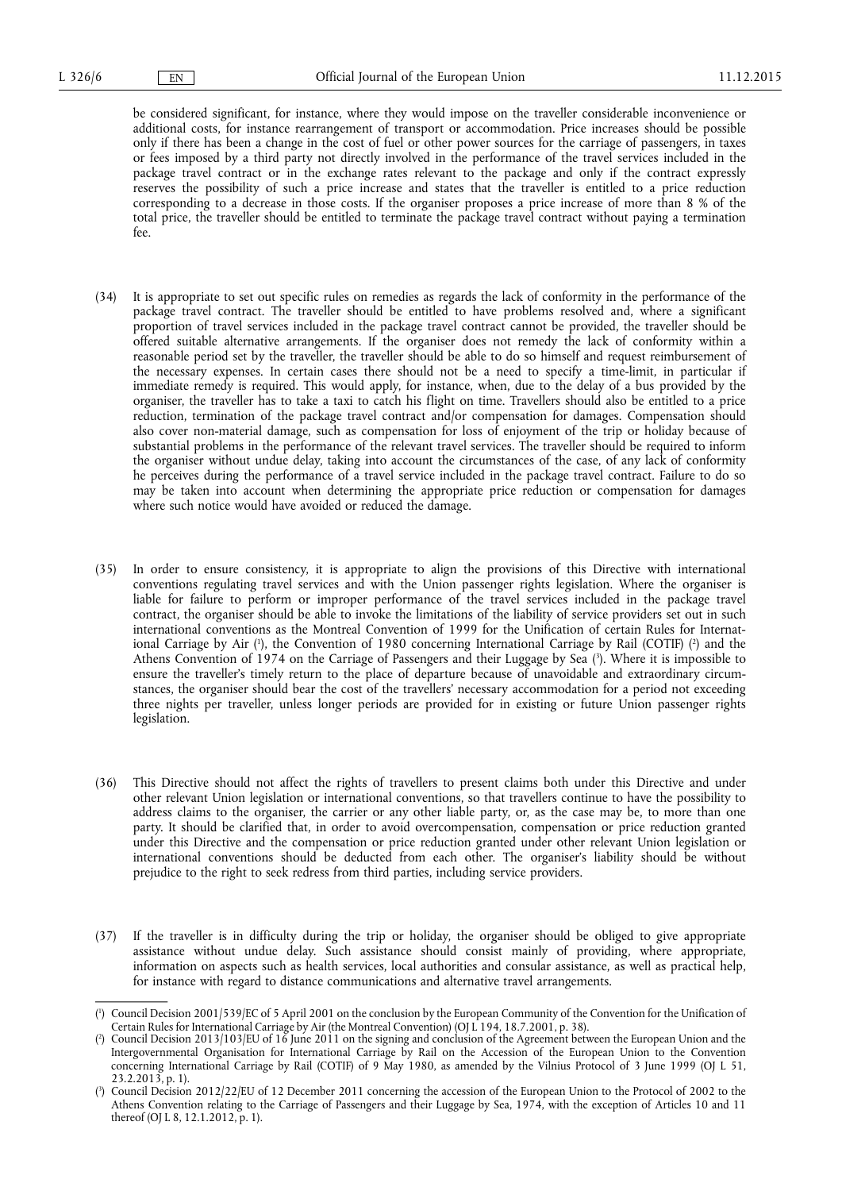be considered significant, for instance, where they would impose on the traveller considerable inconvenience or additional costs, for instance rearrangement of transport or accommodation. Price increases should be possible only if there has been a change in the cost of fuel or other power sources for the carriage of passengers, in taxes or fees imposed by a third party not directly involved in the performance of the travel services included in the package travel contract or in the exchange rates relevant to the package and only if the contract expressly reserves the possibility of such a price increase and states that the traveller is entitled to a price reduction corresponding to a decrease in those costs. If the organiser proposes a price increase of more than 8 % of the total price, the traveller should be entitled to terminate the package travel contract without paying a termination fee.

(34) It is appropriate to set out specific rules on remedies as regards the lack of conformity in the performance of the package travel contract. The traveller should be entitled to have problems resolved and, where a significant proportion of travel services included in the package travel contract cannot be provided, the traveller should be offered suitable alternative arrangements. If the organiser does not remedy the lack of conformity within a reasonable period set by the traveller, the traveller should be able to do so himself and request reimbursement of the necessary expenses. In certain cases there should not be a need to specify a time-limit, in particular if immediate remedy is required. This would apply, for instance, when, due to the delay of a bus provided by the organiser, the traveller has to take a taxi to catch his flight on time. Travellers should also be entitled to a price reduction, termination of the package travel contract and/or compensation for damages. Compensation should also cover non-material damage, such as compensation for loss of enjoyment of the trip or holiday because of substantial problems in the performance of the relevant travel services. The traveller should be required to inform the organiser without undue delay, taking into account the circumstances of the case, of any lack of conformity he perceives during the performance of a travel service included in the package travel contract. Failure to do so may be taken into account when determining the appropriate price reduction or compensation for damages where such notice would have avoided or reduced the damage.

(35) In order to ensure consistency, it is appropriate to align the provisions of this Directive with international conventions regulating travel services and with the Union passenger rights legislation. Where the organiser is liable for failure to perform or improper performance of the travel services included in the package travel contract, the organiser should be able to invoke the limitations of the liability of service providers set out in such international conventions as the Montreal Convention of 1999 for the Unification of certain Rules for International Carriage by Air ([1]), the Convention of 1980 concerning International Carriage by Rail (COTIF) ([2]) and the Athens Convention of 1974 on the Carriage of Passengers and their Luggage by Sea ([3]). Where it is impossible to ensure the traveller's timely return to the place of departure because of unavoidable and extraordinary circumstances, the organiser should bear the cost of the travellers' necessary accommodation for a period not exceeding three nights per traveller, unless longer periods are provided for in existing or future Union passenger rights legislation.

(36) This Directive should not affect the rights of travellers to present claims both under this Directive and under other relevant Union legislation or international conventions, so that travellers continue to have the possibility to address claims to the organiser, the carrier or any other liable party, or, as the case may be, to more than one party. It should be clarified that, in order to avoid overcompensation, compensation or price reduction granted under this Directive and the compensation or price reduction granted under other relevant Union legislation or international conventions should be deducted from each other. The organiser's liability should be without prejudice to the right to seek redress from third parties, including service providers.

(37) If the traveller is in difficulty during the trip or holiday, the organiser should be obliged to give appropriate assistance without undue delay. Such assistance should consist mainly of providing, where appropriate, information on aspects such as health services, local authorities and consular assistance, as well as practical help, for instance with regard to distance communications and alternative travel arrangements.

---

([1]) Council Decision 2001/539/EC of 5 April 2001 on the conclusion by the European Community of the Convention for the Unification of Certain Rules for International Carriage by Air (the Montreal Convention) (OJ L 194, 18.7.2001, p. 38).

([2]) Council Decision 2013/103/EU of 16 June 2011 on the signing and conclusion of the Agreement between the European Union and the Intergovernmental Organisation for International Carriage by Rail on the Accession of the European Union to the Convention concerning International Carriage by Rail (COTIF) of 9 May 1980, as amended by the Vilnius Protocol of 3 June 1999 (OJ L 51, 23.2.2013, p. 1).

([3]) Council Decision 2012/22/EU of 12 December 2011 concerning the accession of the European Union to the Protocol of 2002 to the Athens Convention relating to the Carriage of Passengers and their Luggage by Sea, 1974, with the exception of Articles 10 and 11 thereof (OJ L 8, 12.1.2012, p. 1).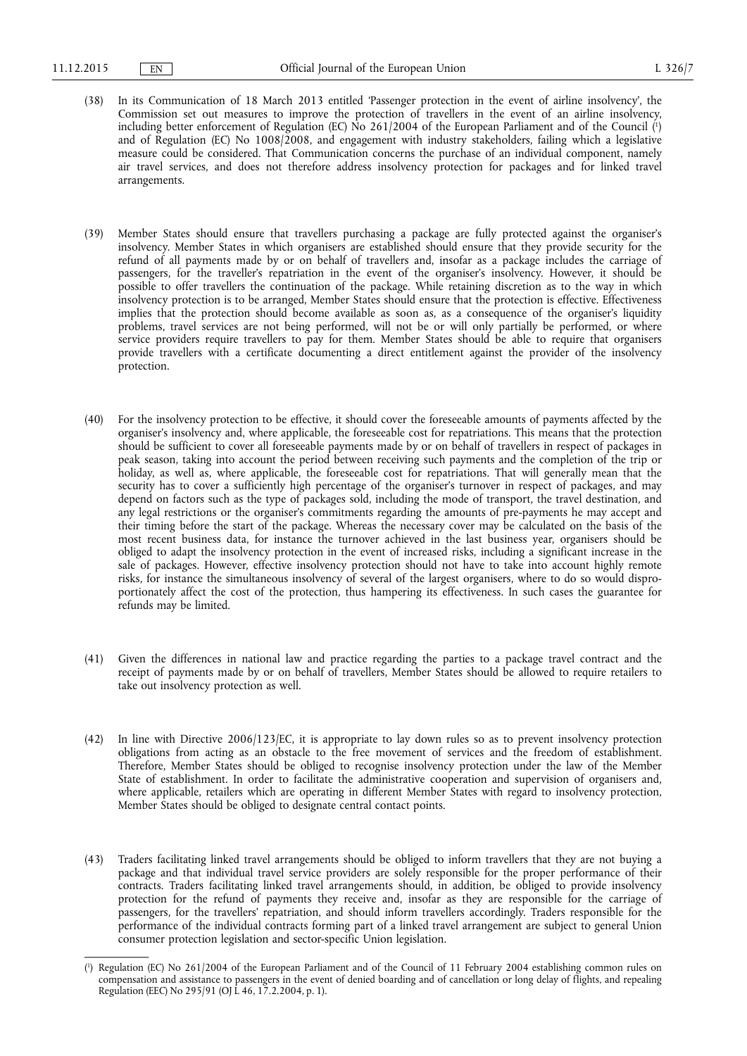(38) In its Communication of 18 March 2013 entitled 'Passenger protection in the event of airline insolvency', the Commission set out measures to improve the protection of travellers in the event of an airline insolvency, including better enforcement of Regulation (EC) No 261/2004 of the European Parliament and of the Council [1] and of Regulation (EC) No 1008/2008, and engagement with industry stakeholders, failing which a legislative measure could be considered. That Communication concerns the purchase of an individual component, namely air travel services, and does not therefore address insolvency protection for packages and for linked travel arrangements.

(39) Member States should ensure that travellers purchasing a package are fully protected against the organiser's insolvency. Member States in which organisers are established should ensure that they provide security for the refund of all payments made by or on behalf of travellers and, insofar as a package includes the carriage of passengers, for the traveller's repatriation in the event of the organiser's insolvency. However, it should be possible to offer travellers the continuation of the package. While retaining discretion as to the way in which insolvency protection is to be arranged, Member States should ensure that the protection is effective. Effectiveness implies that the protection should become available as soon as, as a consequence of the organiser's liquidity problems, travel services are not being performed, will not be or will only partially be performed, or where service providers require travellers to pay for them. Member States should be able to require that organisers provide travellers with a certificate documenting a direct entitlement against the provider of the insolvency protection.

(40) For the insolvency protection to be effective, it should cover the foreseeable amounts of payments affected by the organiser's insolvency and, where applicable, the foreseeable cost for repatriations. This means that the protection should be sufficient to cover all foreseeable payments made by or on behalf of travellers in respect of packages in peak season, taking into account the period between receiving such payments and the completion of the trip or holiday, as well as, where applicable, the foreseeable cost for repatriations. That will generally mean that the security has to cover a sufficiently high percentage of the organiser's turnover in respect of packages, and may depend on factors such as the type of packages sold, including the mode of transport, the travel destination, and any legal restrictions or the organiser's commitments regarding the amounts of pre-payments he may accept and their timing before the start of the package. Whereas the necessary cover may be calculated on the basis of the most recent business data, for instance the turnover achieved in the last business year, organisers should be obliged to adapt the insolvency protection in the event of increased risks, including a significant increase in the sale of packages. However, effective insolvency protection should not have to take into account highly remote risks, for instance the simultaneous insolvency of several of the largest organisers, where to do so would disproportionately affect the cost of the protection, thus hampering its effectiveness. In such cases the guarantee for refunds may be limited.

(41) Given the differences in national law and practice regarding the parties to a package travel contract and the receipt of payments made by or on behalf of travellers, Member States should be allowed to require retailers to take out insolvency protection as well.

(42) In line with Directive 2006/123/EC, it is appropriate to lay down rules so as to prevent insolvency protection obligations from acting as an obstacle to the free movement of services and the freedom of establishment. Therefore, Member States should be obliged to recognise insolvency protection under the law of the Member State of establishment. In order to facilitate the administrative cooperation and supervision of organisers and, where applicable, retailers which are operating in different Member States with regard to insolvency protection, Member States should be obliged to designate central contact points.

(43) Traders facilitating linked travel arrangements should be obliged to inform travellers that they are not buying a package and that individual travel service providers are solely responsible for the proper performance of their contracts. Traders facilitating linked travel arrangements should, in addition, be obliged to provide insolvency protection for the refund of payments they receive and, insofar as they are responsible for the carriage of passengers, for the travellers' repatriation, and should inform travellers accordingly. Traders responsible for the performance of the individual contracts forming part of a linked travel arrangement are subject to general Union consumer protection legislation and sector-specific Union legislation.

---

[1] Regulation (EC) No 261/2004 of the European Parliament and of the Council of 11 February 2004 establishing common rules on compensation and assistance to passengers in the event of denied boarding and of cancellation or long delay of flights, and repealing Regulation (EEC) No 295/91 (OJ L 46, 17.2.2004, p. 1).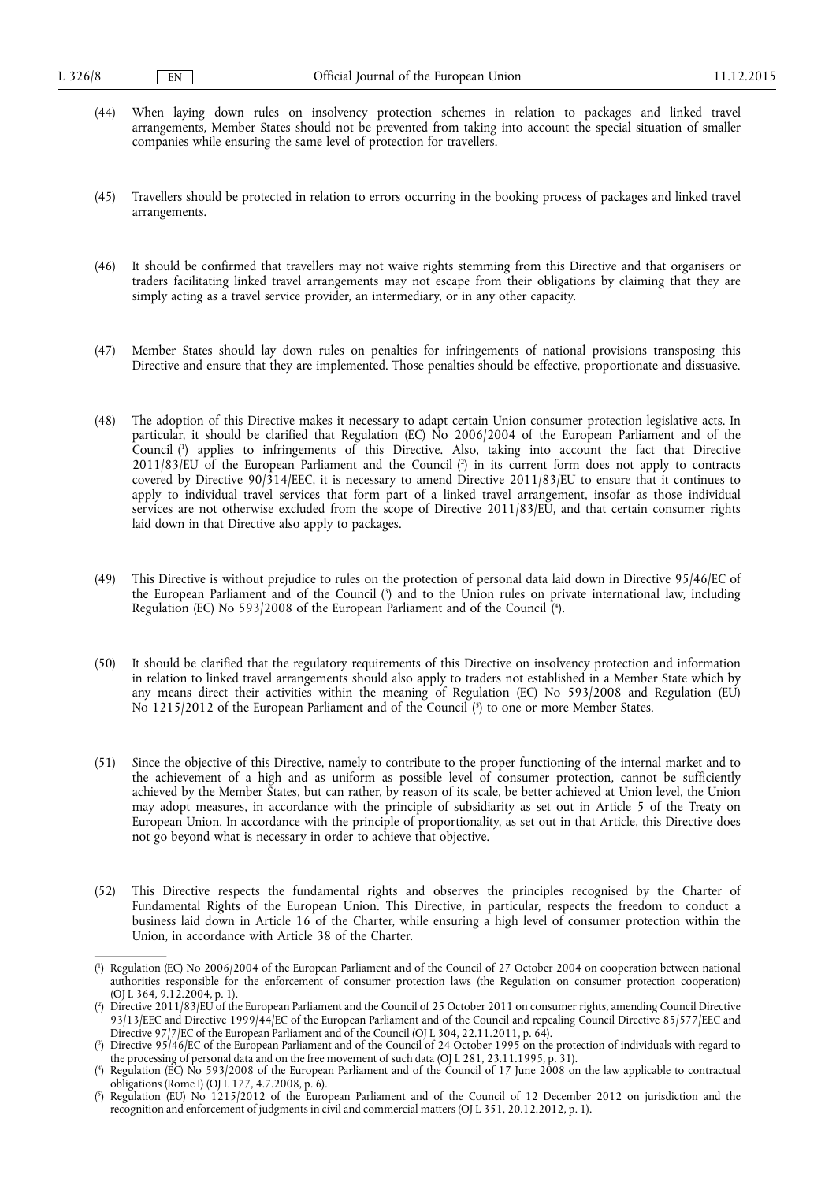(44) When laying down rules on insolvency protection schemes in relation to packages and linked travel arrangements, Member States should not be prevented from taking into account the special situation of smaller companies while ensuring the same level of protection for travellers.

(45) Travellers should be protected in relation to errors occurring in the booking process of packages and linked travel arrangements.

(46) It should be confirmed that travellers may not waive rights stemming from this Directive and that organisers or traders facilitating linked travel arrangements may not escape from their obligations by claiming that they are simply acting as a travel service provider, an intermediary, or in any other capacity.

(47) Member States should lay down rules on penalties for infringements of national provisions transposing this Directive and ensure that they are implemented. Those penalties should be effective, proportionate and dissuasive.

(48) The adoption of this Directive makes it necessary to adapt certain Union consumer protection legislative acts. In particular, it should be clarified that Regulation (EC) No 2006/2004 of the European Parliament and of the Council [1] applies to infringements of this Directive. Also, taking into account the fact that Directive 2011/83/EU of the European Parliament and the Council [2] in its current form does not apply to contracts covered by Directive 90/314/EEC, it is necessary to amend Directive 2011/83/EU to ensure that it continues to apply to individual travel services that form part of a linked travel arrangement, insofar as those individual services are not otherwise excluded from the scope of Directive 2011/83/EU, and that certain consumer rights laid down in that Directive also apply to packages.

(49) This Directive is without prejudice to rules on the protection of personal data laid down in Directive 95/46/EC of the European Parliament and of the Council [3] and to the Union rules on private international law, including Regulation (EC) No 593/2008 of the European Parliament and of the Council [4].

(50) It should be clarified that the regulatory requirements of this Directive on insolvency protection and information in relation to linked travel arrangements should also apply to traders not established in a Member State which by any means direct their activities within the meaning of Regulation (EC) No 593/2008 and Regulation (EU) No 1215/2012 of the European Parliament and of the Council [5] to one or more Member States.

(51) Since the objective of this Directive, namely to contribute to the proper functioning of the internal market and to the achievement of a high and as uniform as possible level of consumer protection, cannot be sufficiently achieved by the Member States, but can rather, by reason of its scale, be better achieved at Union level, the Union may adopt measures, in accordance with the principle of subsidiarity as set out in Article 5 of the Treaty on European Union. In accordance with the principle of proportionality, as set out in that Article, this Directive does not go beyond what is necessary in order to achieve that objective.

(52) This Directive respects the fundamental rights and observes the principles recognised by the Charter of Fundamental Rights of the European Union. This Directive, in particular, respects the freedom to conduct a business laid down in Article 16 of the Charter, while ensuring a high level of consumer protection within the Union, in accordance with Article 38 of the Charter.

---

[1] Regulation (EC) No 2006/2004 of the European Parliament and of the Council of 27 October 2004 on cooperation between national authorities responsible for the enforcement of consumer protection laws (the Regulation on consumer protection cooperation) (OJ L 364, 9.12.2004, p. 1).

[2] Directive 2011/83/EU of the European Parliament and the Council of 25 October 2011 on consumer rights, amending Council Directive 93/13/EEC and Directive 1999/44/EC of the European Parliament and of the Council and repealing Council Directive 85/577/EEC and Directive 97/7/EC of the European Parliament and of the Council (OJ L 304, 22.11.2011, p. 64).

[3] Directive 95/46/EC of the European Parliament and of the Council of 24 October 1995 on the protection of individuals with regard to the processing of personal data and on the free movement of such data (OJ L 281, 23.11.1995, p. 31).

[4] Regulation (EC) No 593/2008 of the European Parliament and of the Council of 17 June 2008 on the law applicable to contractual obligations (Rome I) (OJ L 177, 4.7.2008, p. 6).

[5] Regulation (EU) No 1215/2012 of the European Parliament and of the Council of 12 December 2012 on jurisdiction and the recognition and enforcement of judgments in civil and commercial matters (OJ L 351, 20.12.2012, p. 1).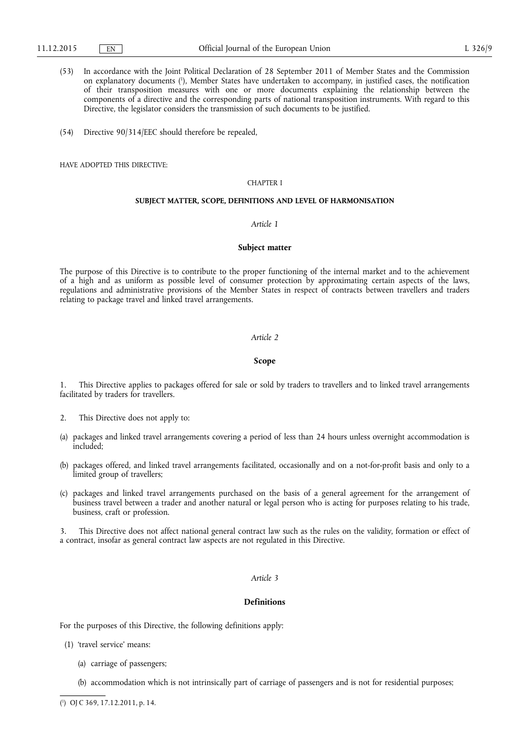(53) In accordance with the Joint Political Declaration of 28 September 2011 of Member States and the Commission on explanatory documents [1], Member States have undertaken to accompany, in justified cases, the notification of their transposition measures with one or more documents explaining the relationship between the components of a directive and the corresponding parts of national transposition instruments. With regard to this Directive, the legislator considers the transmission of such documents to be justified.

(54) Directive 90/314/EEC should therefore be repealed,

HAVE ADOPTED THIS DIRECTIVE:

## CHAPTER I

## SUBJECT MATTER, SCOPE, DEFINITIONS AND LEVEL OF HARMONISATION

### *Article 1*

### Subject matter

The purpose of this Directive is to contribute to the proper functioning of the internal market and to the achievement of a high and as uniform as possible level of consumer protection by approximating certain aspects of the laws, regulations and administrative provisions of the Member States in respect of contracts between travellers and traders relating to package travel and linked travel arrangements.

### *Article 2*

### Scope

1. This Directive applies to packages offered for sale or sold by traders to travellers and to linked travel arrangements facilitated by traders for travellers.

2. This Directive does not apply to:

(a) packages and linked travel arrangements covering a period of less than 24 hours unless overnight accommodation is included;

(b) packages offered, and linked travel arrangements facilitated, occasionally and on a not-for-profit basis and only to a limited group of travellers;

(c) packages and linked travel arrangements purchased on the basis of a general agreement for the arrangement of business travel between a trader and another natural or legal person who is acting for purposes relating to his trade, business, craft or profession.

3. This Directive does not affect national general contract law such as the rules on the validity, formation or effect of a contract, insofar as general contract law aspects are not regulated in this Directive.

### *Article 3*

### Definitions

For the purposes of this Directive, the following definitions apply:

(1) 'travel service' means:

(a) carriage of passengers;

(b) accommodation which is not intrinsically part of carriage of passengers and is not for residential purposes;

[1] OJ C 369, 17.12.2011, p. 14.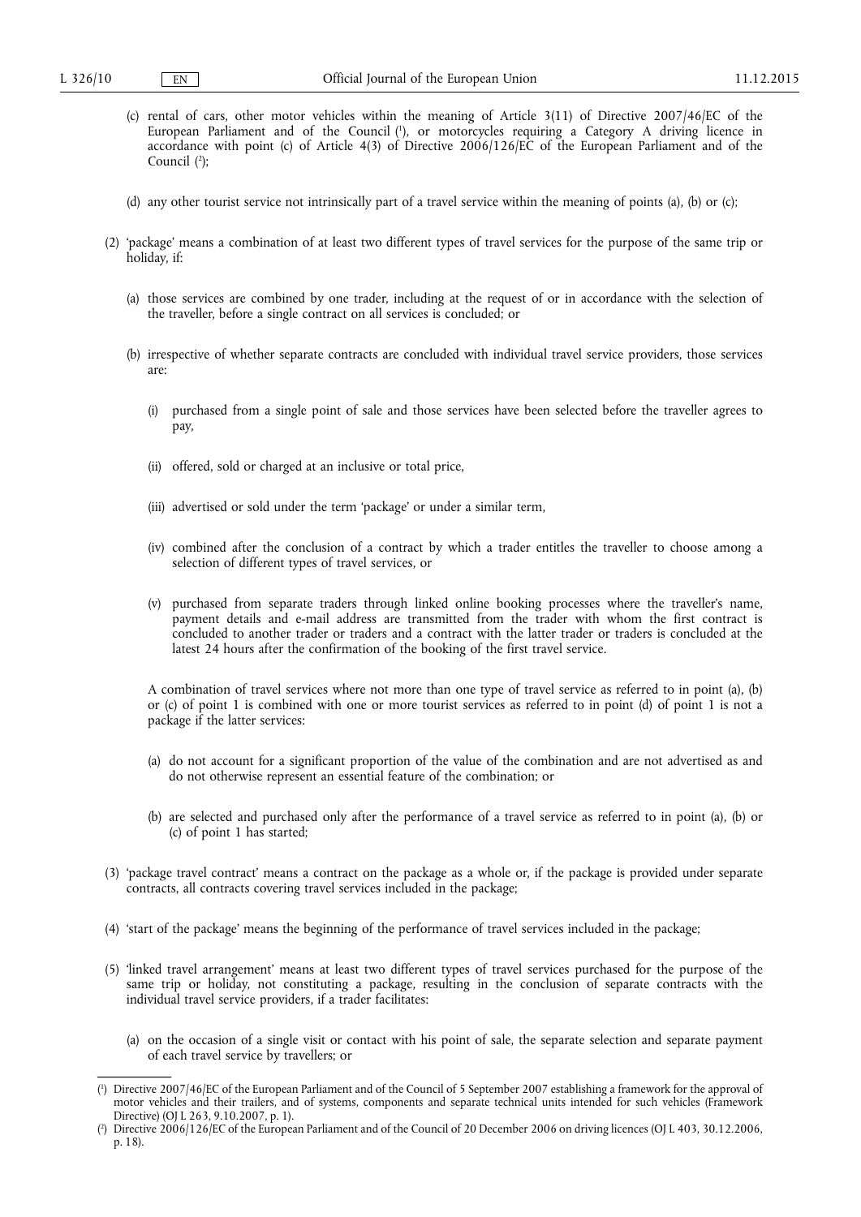(c) rental of cars, other motor vehicles within the meaning of Article 3(11) of Directive 2007/46/EC of the European Parliament and of the Council [1], or motorcycles requiring a Category A driving licence in accordance with point (c) of Article 4(3) of Directive 2006/126/EC of the European Parliament and of the Council [2];

(d) any other tourist service not intrinsically part of a travel service within the meaning of points (a), (b) or (c);

(2) 'package' means a combination of at least two different types of travel services for the purpose of the same trip or holiday, if:

(a) those services are combined by one trader, including at the request of or in accordance with the selection of the traveller, before a single contract on all services is concluded; or

(b) irrespective of whether separate contracts are concluded with individual travel service providers, those services are:

(i) purchased from a single point of sale and those services have been selected before the traveller agrees to pay,

(ii) offered, sold or charged at an inclusive or total price,

(iii) advertised or sold under the term 'package' or under a similar term,

(iv) combined after the conclusion of a contract by which a trader entitles the traveller to choose among a selection of different types of travel services, or

(v) purchased from separate traders through linked online booking processes where the traveller's name, payment details and e-mail address are transmitted from the trader with whom the first contract is concluded to another trader or traders and a contract with the latter trader or traders is concluded at the latest 24 hours after the confirmation of the booking of the first travel service.

A combination of travel services where not more than one type of travel service as referred to in point (a), (b) or (c) of point 1 is combined with one or more tourist services as referred to in point (d) of point 1 is not a package if the latter services:

(a) do not account for a significant proportion of the value of the combination and are not advertised as and do not otherwise represent an essential feature of the combination; or

(b) are selected and purchased only after the performance of a travel service as referred to in point (a), (b) or (c) of point 1 has started;

(3) 'package travel contract' means a contract on the package as a whole or, if the package is provided under separate contracts, all contracts covering travel services included in the package;

(4) 'start of the package' means the beginning of the performance of travel services included in the package;

(5) 'linked travel arrangement' means at least two different types of travel services purchased for the purpose of the same trip or holiday, not constituting a package, resulting in the conclusion of separate contracts with the individual travel service providers, if a trader facilitates:

(a) on the occasion of a single visit or contact with his point of sale, the separate selection and separate payment of each travel service by travellers; or

---

[1] Directive 2007/46/EC of the European Parliament and of the Council of 5 September 2007 establishing a framework for the approval of motor vehicles and their trailers, and of systems, components and separate technical units intended for such vehicles (Framework Directive) (OJ L 263, 9.10.2007, p. 1).

[2] Directive 2006/126/EC of the European Parliament and of the Council of 20 December 2006 on driving licences (OJ L 403, 30.12.2006, p. 18).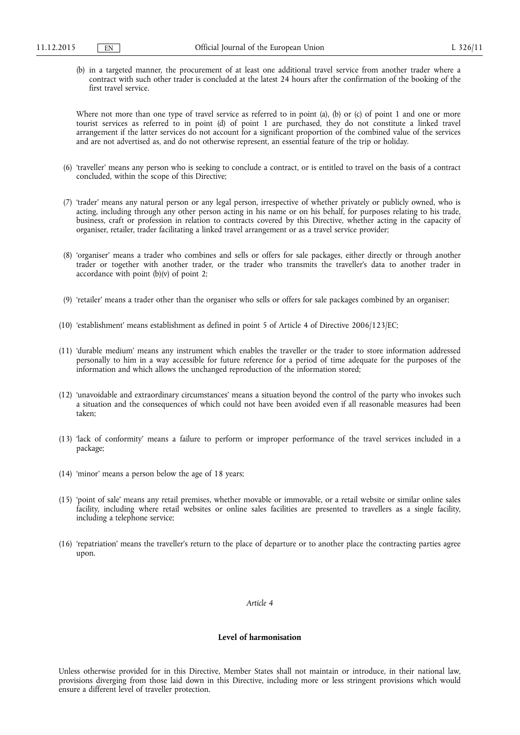(b) in a targeted manner, the procurement of at least one additional travel service from another trader where a contract with such other trader is concluded at the latest 24 hours after the confirmation of the booking of the first travel service.

Where not more than one type of travel service as referred to in point (a), (b) or (c) of point 1 and one or more tourist services as referred to in point (d) of point 1 are purchased, they do not constitute a linked travel arrangement if the latter services do not account for a significant proportion of the combined value of the services and are not advertised as, and do not otherwise represent, an essential feature of the trip or holiday.

(6) 'traveller' means any person who is seeking to conclude a contract, or is entitled to travel on the basis of a contract concluded, within the scope of this Directive;

(7) 'trader' means any natural person or any legal person, irrespective of whether privately or publicly owned, who is acting, including through any other person acting in his name or on his behalf, for purposes relating to his trade, business, craft or profession in relation to contracts covered by this Directive, whether acting in the capacity of organiser, retailer, trader facilitating a linked travel arrangement or as a travel service provider;

(8) 'organiser' means a trader who combines and sells or offers for sale packages, either directly or through another trader or together with another trader, or the trader who transmits the traveller's data to another trader in accordance with point (b)(v) of point 2;

(9) 'retailer' means a trader other than the organiser who sells or offers for sale packages combined by an organiser;

(10) 'establishment' means establishment as defined in point 5 of Article 4 of Directive 2006/123/EC;

(11) 'durable medium' means any instrument which enables the traveller or the trader to store information addressed personally to him in a way accessible for future reference for a period of time adequate for the purposes of the information and which allows the unchanged reproduction of the information stored;

(12) 'unavoidable and extraordinary circumstances' means a situation beyond the control of the party who invokes such a situation and the consequences of which could not have been avoided even if all reasonable measures had been taken;

(13) 'lack of conformity' means a failure to perform or improper performance of the travel services included in a package;

(14) 'minor' means a person below the age of 18 years;

(15) 'point of sale' means any retail premises, whether movable or immovable, or a retail website or similar online sales facility, including where retail websites or online sales facilities are presented to travellers as a single facility, including a telephone service;

(16) 'repatriation' means the traveller's return to the place of departure or to another place the contracting parties agree upon.

*Article 4*

**Level of harmonisation**

Unless otherwise provided for in this Directive, Member States shall not maintain or introduce, in their national law, provisions diverging from those laid down in this Directive, including more or less stringent provisions which would ensure a different level of traveller protection.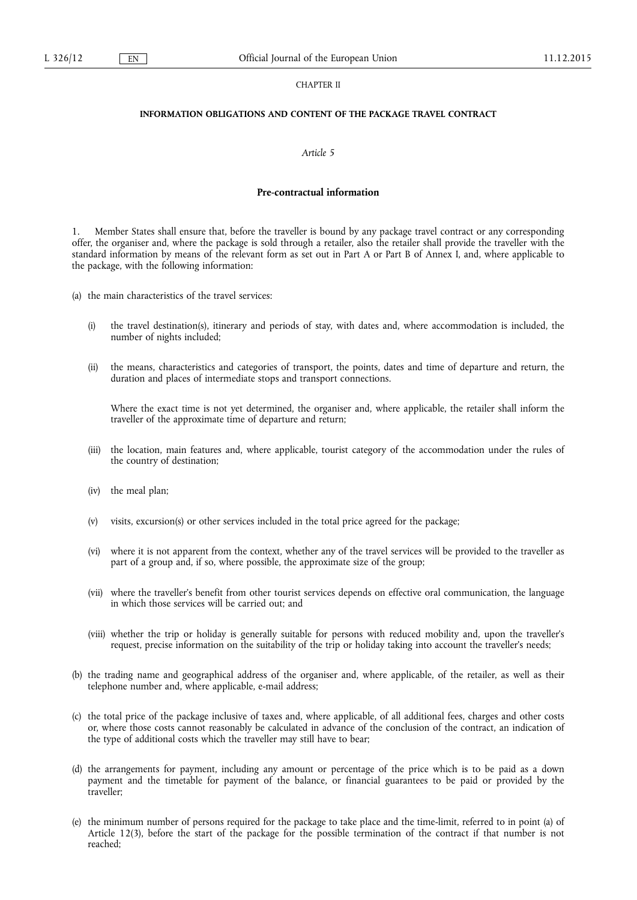CHAPTER II

## INFORMATION OBLIGATIONS AND CONTENT OF THE PACKAGE TRAVEL CONTRACT

*Article 5*

### Pre-contractual information

1. Member States shall ensure that, before the traveller is bound by any package travel contract or any corresponding offer, the organiser and, where the package is sold through a retailer, also the retailer shall provide the traveller with the standard information by means of the relevant form as set out in Part A or Part B of Annex I, and, where applicable to the package, with the following information:

(a) the main characteristics of the travel services:

  (i) the travel destination(s), itinerary and periods of stay, with dates and, where accommodation is included, the number of nights included;

  (ii) the means, characteristics and categories of transport, the points, dates and time of departure and return, the duration and places of intermediate stops and transport connections.

  Where the exact time is not yet determined, the organiser and, where applicable, the retailer shall inform the traveller of the approximate time of departure and return;

  (iii) the location, main features and, where applicable, tourist category of the accommodation under the rules of the country of destination;

  (iv) the meal plan;

  (v) visits, excursion(s) or other services included in the total price agreed for the package;

  (vi) where it is not apparent from the context, whether any of the travel services will be provided to the traveller as part of a group and, if so, where possible, the approximate size of the group;

  (vii) where the traveller's benefit from other tourist services depends on effective oral communication, the language in which those services will be carried out; and

  (viii) whether the trip or holiday is generally suitable for persons with reduced mobility and, upon the traveller's request, precise information on the suitability of the trip or holiday taking into account the traveller's needs;

(b) the trading name and geographical address of the organiser and, where applicable, of the retailer, as well as their telephone number and, where applicable, e-mail address;

(c) the total price of the package inclusive of taxes and, where applicable, of all additional fees, charges and other costs or, where those costs cannot reasonably be calculated in advance of the conclusion of the contract, an indication of the type of additional costs which the traveller may still have to bear;

(d) the arrangements for payment, including any amount or percentage of the price which is to be paid as a down payment and the timetable for payment of the balance, or financial guarantees to be paid or provided by the traveller;

(e) the minimum number of persons required for the package to take place and the time-limit, referred to in point (a) of Article 12(3), before the start of the package for the possible termination of the contract if that number is not reached;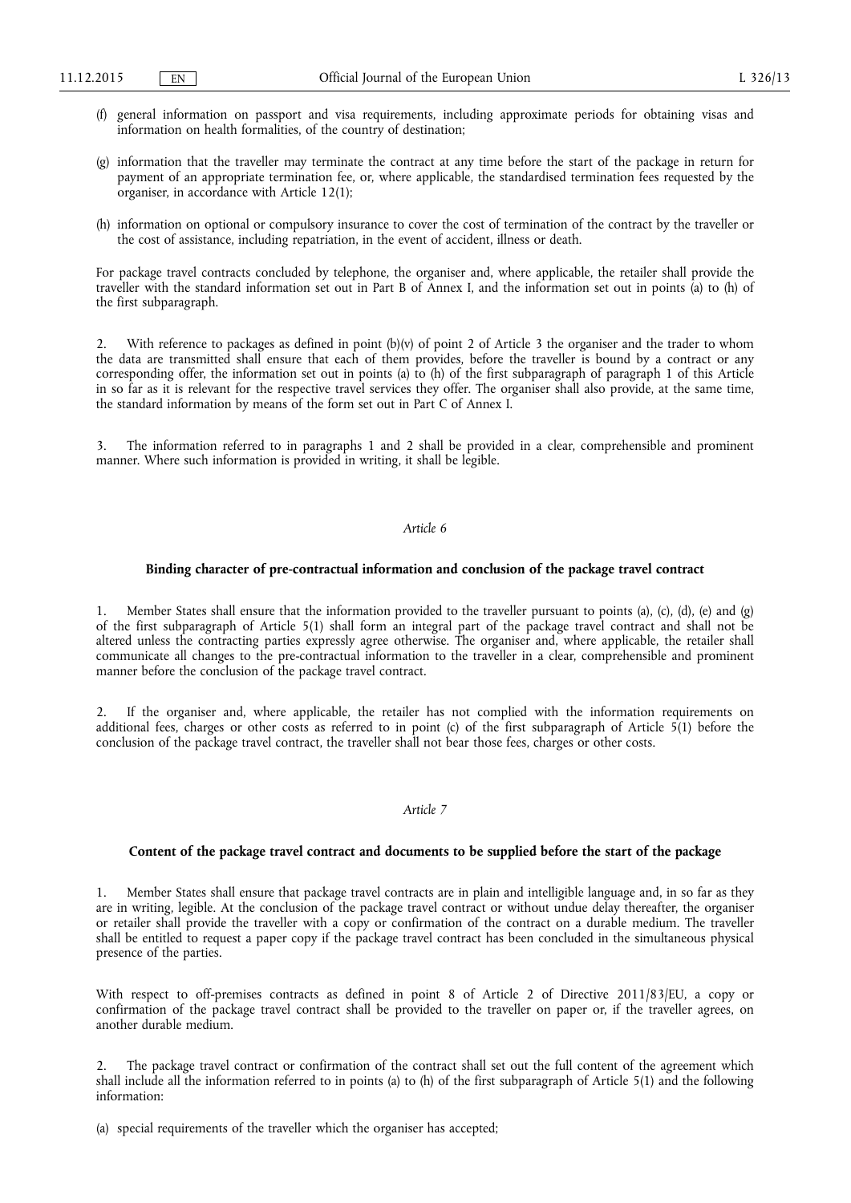(f) general information on passport and visa requirements, including approximate periods for obtaining visas and information on health formalities, of the country of destination;

(g) information that the traveller may terminate the contract at any time before the start of the package in return for payment of an appropriate termination fee, or, where applicable, the standardised termination fees requested by the organiser, in accordance with Article 12(1);

(h) information on optional or compulsory insurance to cover the cost of termination of the contract by the traveller or the cost of assistance, including repatriation, in the event of accident, illness or death.

For package travel contracts concluded by telephone, the organiser and, where applicable, the retailer shall provide the traveller with the standard information set out in Part B of Annex I, and the information set out in points (a) to (h) of the first subparagraph.

2. With reference to packages as defined in point (b)(v) of point 2 of Article 3 the organiser and the trader to whom the data are transmitted shall ensure that each of them provides, before the traveller is bound by a contract or any corresponding offer, the information set out in points (a) to (h) of the first subparagraph of paragraph 1 of this Article in so far as it is relevant for the respective travel services they offer. The organiser shall also provide, at the same time, the standard information by means of the form set out in Part C of Annex I.

3. The information referred to in paragraphs 1 and 2 shall be provided in a clear, comprehensible and prominent manner. Where such information is provided in writing, it shall be legible.

*Article 6*

**Binding character of pre-contractual information and conclusion of the package travel contract**

1. Member States shall ensure that the information provided to the traveller pursuant to points (a), (c), (d), (e) and (g) of the first subparagraph of Article 5(1) shall form an integral part of the package travel contract and shall not be altered unless the contracting parties expressly agree otherwise. The organiser and, where applicable, the retailer shall communicate all changes to the pre-contractual information to the traveller in a clear, comprehensible and prominent manner before the conclusion of the package travel contract.

2. If the organiser and, where applicable, the retailer has not complied with the information requirements on additional fees, charges or other costs as referred to in point (c) of the first subparagraph of Article 5(1) before the conclusion of the package travel contract, the traveller shall not bear those fees, charges or other costs.

*Article 7*

**Content of the package travel contract and documents to be supplied before the start of the package**

1. Member States shall ensure that package travel contracts are in plain and intelligible language and, in so far as they are in writing, legible. At the conclusion of the package travel contract or without undue delay thereafter, the organiser or retailer shall provide the traveller with a copy or confirmation of the contract on a durable medium. The traveller shall be entitled to request a paper copy if the package travel contract has been concluded in the simultaneous physical presence of the parties.

With respect to off-premises contracts as defined in point 8 of Article 2 of Directive 2011/83/EU, a copy or confirmation of the package travel contract shall be provided to the traveller on paper or, if the traveller agrees, on another durable medium.

2. The package travel contract or confirmation of the contract shall set out the full content of the agreement which shall include all the information referred to in points (a) to (h) of the first subparagraph of Article 5(1) and the following information:

(a) special requirements of the traveller which the organiser has accepted;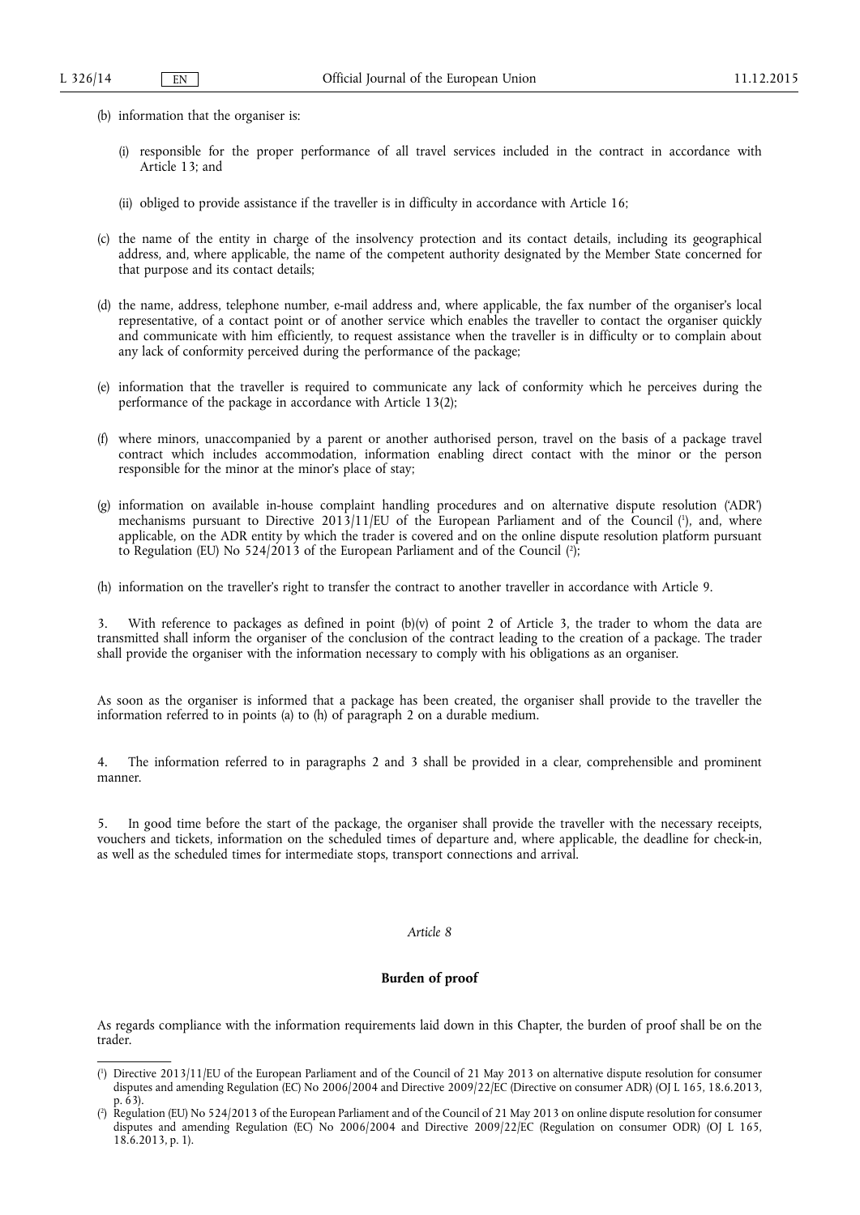(b) information that the organiser is:

(i) responsible for the proper performance of all travel services included in the contract in accordance with Article 13; and

(ii) obliged to provide assistance if the traveller is in difficulty in accordance with Article 16;

(c) the name of the entity in charge of the insolvency protection and its contact details, including its geographical address, and, where applicable, the name of the competent authority designated by the Member State concerned for that purpose and its contact details;

(d) the name, address, telephone number, e-mail address and, where applicable, the fax number of the organiser's local representative, of a contact point or of another service which enables the traveller to contact the organiser quickly and communicate with him efficiently, to request assistance when the traveller is in difficulty or to complain about any lack of conformity perceived during the performance of the package;

(e) information that the traveller is required to communicate any lack of conformity which he perceives during the performance of the package in accordance with Article 13(2);

(f) where minors, unaccompanied by a parent or another authorised person, travel on the basis of a package travel contract which includes accommodation, information enabling direct contact with the minor or the person responsible for the minor at the minor's place of stay;

(g) information on available in-house complaint handling procedures and on alternative dispute resolution ('ADR') mechanisms pursuant to Directive 2013/11/EU of the European Parliament and of the Council [1], and, where applicable, on the ADR entity by which the trader is covered and on the online dispute resolution platform pursuant to Regulation (EU) No 524/2013 of the European Parliament and of the Council [2];

(h) information on the traveller's right to transfer the contract to another traveller in accordance with Article 9.

3. With reference to packages as defined in point (b)(v) of point 2 of Article 3, the trader to whom the data are transmitted shall inform the organiser of the conclusion of the contract leading to the creation of a package. The trader shall provide the organiser with the information necessary to comply with his obligations as an organiser.

As soon as the organiser is informed that a package has been created, the organiser shall provide to the traveller the information referred to in points (a) to (h) of paragraph 2 on a durable medium.

4. The information referred to in paragraphs 2 and 3 shall be provided in a clear, comprehensible and prominent manner.

5. In good time before the start of the package, the organiser shall provide the traveller with the necessary receipts, vouchers and tickets, information on the scheduled times of departure and, where applicable, the deadline for check-in, as well as the scheduled times for intermediate stops, transport connections and arrival.

*Article 8*

**Burden of proof**

As regards compliance with the information requirements laid down in this Chapter, the burden of proof shall be on the trader.

---

[1] Directive 2013/11/EU of the European Parliament and of the Council of 21 May 2013 on alternative dispute resolution for consumer disputes and amending Regulation (EC) No 2006/2004 and Directive 2009/22/EC (Directive on consumer ADR) (OJ L 165, 18.6.2013, p. 63).

[2] Regulation (EU) No 524/2013 of the European Parliament and of the Council of 21 May 2013 on online dispute resolution for consumer disputes and amending Regulation (EC) No 2006/2004 and Directive 2009/22/EC (Regulation on consumer ODR) (OJ L 165, 18.6.2013, p. 1).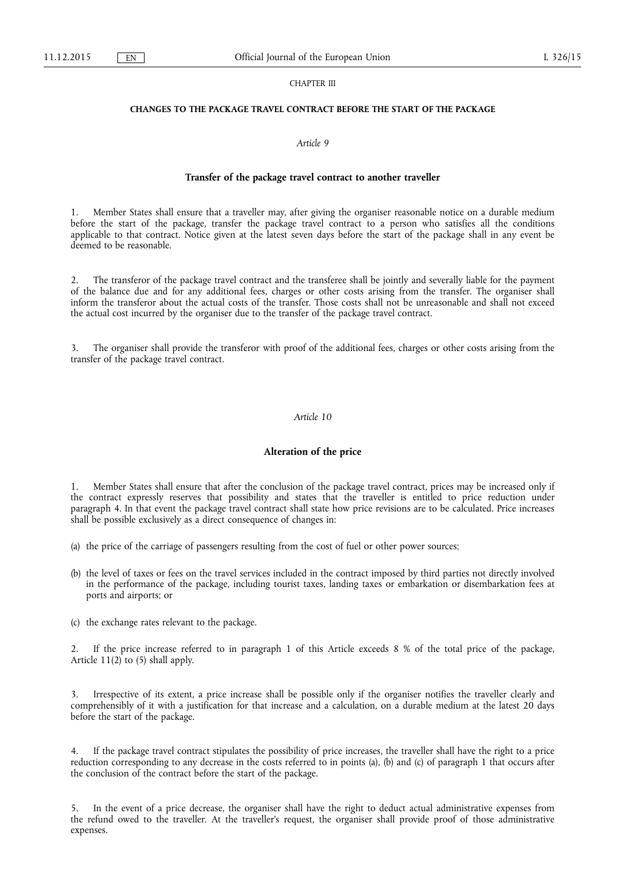CHAPTER III

**CHANGES TO THE PACKAGE TRAVEL CONTRACT BEFORE THE START OF THE PACKAGE**

*Article 9*

**Transfer of the package travel contract to another traveller**

1. Member States shall ensure that a traveller may, after giving the organiser reasonable notice on a durable medium before the start of the package, transfer the package travel contract to a person who satisfies all the conditions applicable to that contract. Notice given at the latest seven days before the start of the package shall in any event be deemed to be reasonable.

2. The transferor of the package travel contract and the transferee shall be jointly and severally liable for the payment of the balance due and for any additional fees, charges or other costs arising from the transfer. The organiser shall inform the transferor about the actual costs of the transfer. Those costs shall not be unreasonable and shall not exceed the actual cost incurred by the organiser due to the transfer of the package travel contract.

3. The organiser shall provide the transferor with proof of the additional fees, charges or other costs arising from the transfer of the package travel contract.

*Article 10*

**Alteration of the price**

1. Member States shall ensure that after the conclusion of the package travel contract, prices may be increased only if the contract expressly reserves that possibility and states that the traveller is entitled to price reduction under paragraph 4. In that event the package travel contract shall state how price revisions are to be calculated. Price increases shall be possible exclusively as a direct consequence of changes in:

(a) the price of the carriage of passengers resulting from the cost of fuel or other power sources;

(b) the level of taxes or fees on the travel services included in the contract imposed by third parties not directly involved in the performance of the package, including tourist taxes, landing taxes or embarkation or disembarkation fees at ports and airports; or

(c) the exchange rates relevant to the package.

2. If the price increase referred to in paragraph 1 of this Article exceeds 8 % of the total price of the package, Article 11(2) to (5) shall apply.

3. Irrespective of its extent, a price increase shall be possible only if the organiser notifies the traveller clearly and comprehensibly of it with a justification for that increase and a calculation, on a durable medium at the latest 20 days before the start of the package.

4. If the package travel contract stipulates the possibility of price increases, the traveller shall have the right to a price reduction corresponding to any decrease in the costs referred to in points (a), (b) and (c) of paragraph 1 that occurs after the conclusion of the contract before the start of the package.

5. In the event of a price decrease, the organiser shall have the right to deduct actual administrative expenses from the refund owed to the traveller. At the traveller's request, the organiser shall provide proof of those administrative expenses.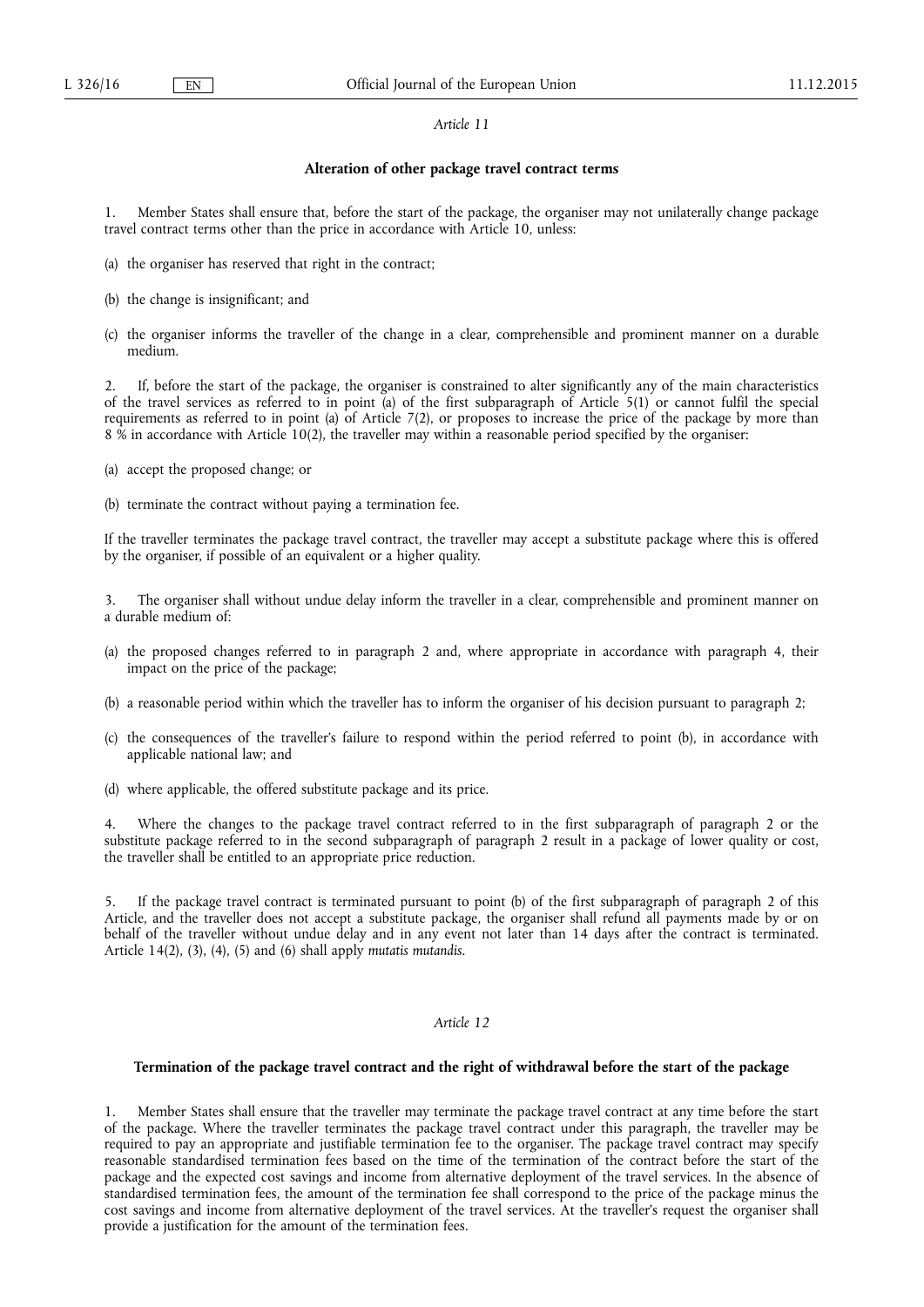*Article 11*

**Alteration of other package travel contract terms**

1. Member States shall ensure that, before the start of the package, the organiser may not unilaterally change package travel contract terms other than the price in accordance with Article 10, unless:

(a) the organiser has reserved that right in the contract;

(b) the change is insignificant; and

(c) the organiser informs the traveller of the change in a clear, comprehensible and prominent manner on a durable medium.

2. If, before the start of the package, the organiser is constrained to alter significantly any of the main characteristics of the travel services as referred to in point (a) of the first subparagraph of Article 5(1) or cannot fulfil the special requirements as referred to in point (a) of Article 7(2), or proposes to increase the price of the package by more than 8 % in accordance with Article 10(2), the traveller may within a reasonable period specified by the organiser:

(a) accept the proposed change; or

(b) terminate the contract without paying a termination fee.

If the traveller terminates the package travel contract, the traveller may accept a substitute package where this is offered by the organiser, if possible of an equivalent or a higher quality.

3. The organiser shall without undue delay inform the traveller in a clear, comprehensible and prominent manner on a durable medium of:

(a) the proposed changes referred to in paragraph 2 and, where appropriate in accordance with paragraph 4, their impact on the price of the package;

(b) a reasonable period within which the traveller has to inform the organiser of his decision pursuant to paragraph 2;

(c) the consequences of the traveller's failure to respond within the period referred to point (b), in accordance with applicable national law; and

(d) where applicable, the offered substitute package and its price.

4. Where the changes to the package travel contract referred to in the first subparagraph of paragraph 2 or the substitute package referred to in the second subparagraph of paragraph 2 result in a package of lower quality or cost, the traveller shall be entitled to an appropriate price reduction.

5. If the package travel contract is terminated pursuant to point (b) of the first subparagraph of paragraph 2 of this Article, and the traveller does not accept a substitute package, the organiser shall refund all payments made by or on behalf of the traveller without undue delay and in any event not later than 14 days after the contract is terminated. Article 14(2), (3), (4), (5) and (6) shall apply *mutatis mutandis*.

*Article 12*

**Termination of the package travel contract and the right of withdrawal before the start of the package**

1. Member States shall ensure that the traveller may terminate the package travel contract at any time before the start of the package. Where the traveller terminates the package travel contract under this paragraph, the traveller may be required to pay an appropriate and justifiable termination fee to the organiser. The package travel contract may specify reasonable standardised termination fees based on the time of the termination of the contract before the start of the package and the expected cost savings and income from alternative deployment of the travel services. In the absence of standardised termination fees, the amount of the termination fee shall correspond to the price of the package minus the cost savings and income from alternative deployment of the travel services. At the traveller's request the organiser shall provide a justification for the amount of the termination fees.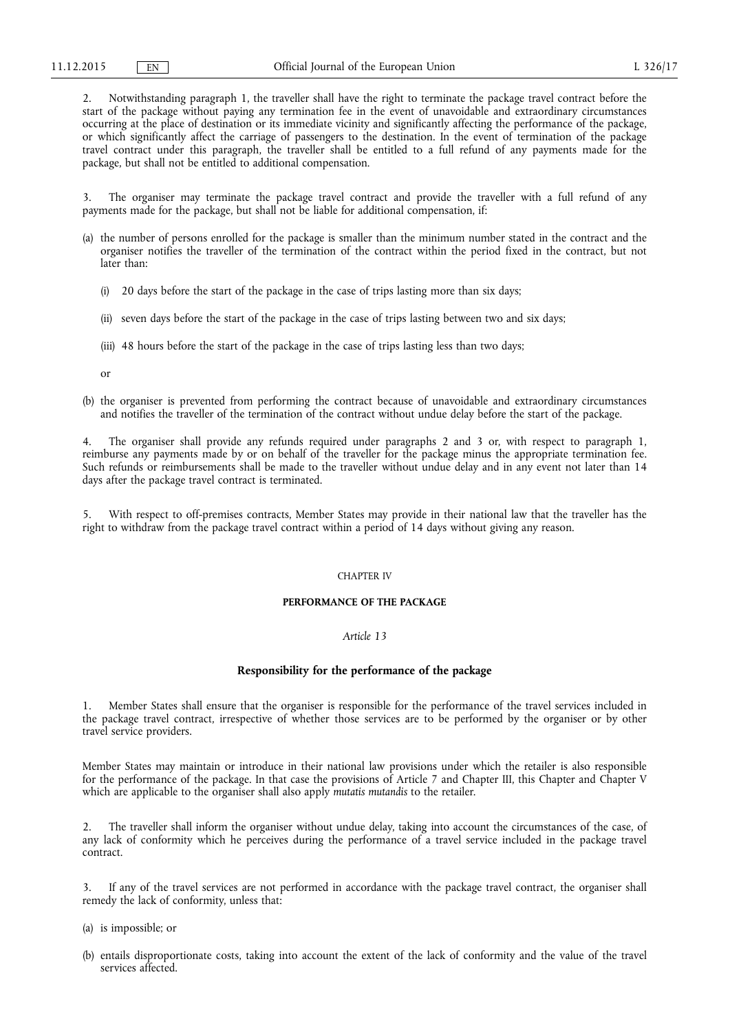2. Notwithstanding paragraph 1, the traveller shall have the right to terminate the package travel contract before the start of the package without paying any termination fee in the event of unavoidable and extraordinary circumstances occurring at the place of destination or its immediate vicinity and significantly affecting the performance of the package, or which significantly affect the carriage of passengers to the destination. In the event of termination of the package travel contract under this paragraph, the traveller shall be entitled to a full refund of any payments made for the package, but shall not be entitled to additional compensation.

3. The organiser may terminate the package travel contract and provide the traveller with a full refund of any payments made for the package, but shall not be liable for additional compensation, if:

(a) the number of persons enrolled for the package is smaller than the minimum number stated in the contract and the organiser notifies the traveller of the termination of the contract within the period fixed in the contract, but not later than:

   (i) 20 days before the start of the package in the case of trips lasting more than six days;

   (ii) seven days before the start of the package in the case of trips lasting between two and six days;

   (iii) 48 hours before the start of the package in the case of trips lasting less than two days;

   or

(b) the organiser is prevented from performing the contract because of unavoidable and extraordinary circumstances and notifies the traveller of the termination of the contract without undue delay before the start of the package.

4. The organiser shall provide any refunds required under paragraphs 2 and 3 or, with respect to paragraph 1, reimburse any payments made by or on behalf of the traveller for the package minus the appropriate termination fee. Such refunds or reimbursements shall be made to the traveller without undue delay and in any event not later than 14 days after the package travel contract is terminated.

5. With respect to off-premises contracts, Member States may provide in their national law that the traveller has the right to withdraw from the package travel contract within a period of 14 days without giving any reason.

## CHAPTER IV

## PERFORMANCE OF THE PACKAGE

*Article 13*

### Responsibility for the performance of the package

1. Member States shall ensure that the organiser is responsible for the performance of the travel services included in the package travel contract, irrespective of whether those services are to be performed by the organiser or by other travel service providers.

Member States may maintain or introduce in their national law provisions under which the retailer is also responsible for the performance of the package. In that case the provisions of Article 7 and Chapter III, this Chapter and Chapter V which are applicable to the organiser shall also apply *mutatis mutandis* to the retailer.

2. The traveller shall inform the organiser without undue delay, taking into account the circumstances of the case, of any lack of conformity which he perceives during the performance of a travel service included in the package travel contract.

3. If any of the travel services are not performed in accordance with the package travel contract, the organiser shall remedy the lack of conformity, unless that:

(a) is impossible; or

(b) entails disproportionate costs, taking into account the extent of the lack of conformity and the value of the travel services affected.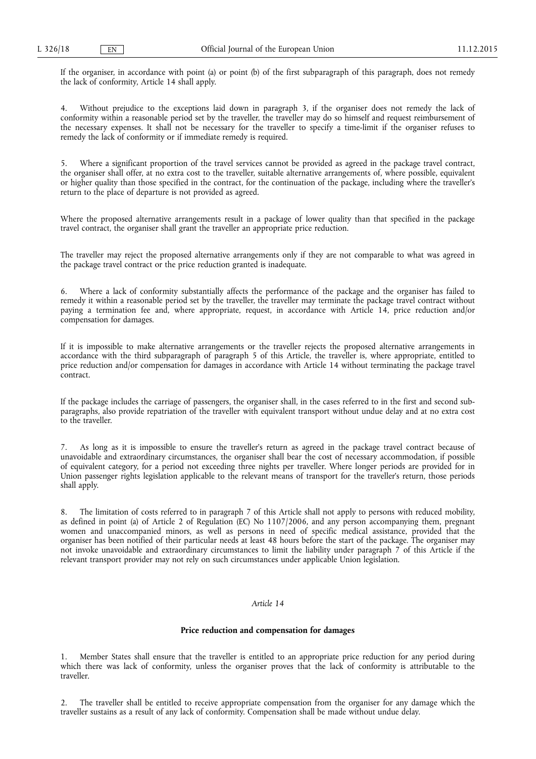If the organiser, in accordance with point (a) or point (b) of the first subparagraph of this paragraph, does not remedy the lack of conformity, Article 14 shall apply.

4. Without prejudice to the exceptions laid down in paragraph 3, if the organiser does not remedy the lack of conformity within a reasonable period set by the traveller, the traveller may do so himself and request reimbursement of the necessary expenses. It shall not be necessary for the traveller to specify a time-limit if the organiser refuses to remedy the lack of conformity or if immediate remedy is required.

5. Where a significant proportion of the travel services cannot be provided as agreed in the package travel contract, the organiser shall offer, at no extra cost to the traveller, suitable alternative arrangements of, where possible, equivalent or higher quality than those specified in the contract, for the continuation of the package, including where the traveller's return to the place of departure is not provided as agreed.

Where the proposed alternative arrangements result in a package of lower quality than that specified in the package travel contract, the organiser shall grant the traveller an appropriate price reduction.

The traveller may reject the proposed alternative arrangements only if they are not comparable to what was agreed in the package travel contract or the price reduction granted is inadequate.

6. Where a lack of conformity substantially affects the performance of the package and the organiser has failed to remedy it within a reasonable period set by the traveller, the traveller may terminate the package travel contract without paying a termination fee and, where appropriate, request, in accordance with Article 14, price reduction and/or compensation for damages.

If it is impossible to make alternative arrangements or the traveller rejects the proposed alternative arrangements in accordance with the third subparagraph of paragraph 5 of this Article, the traveller is, where appropriate, entitled to price reduction and/or compensation for damages in accordance with Article 14 without terminating the package travel contract.

If the package includes the carriage of passengers, the organiser shall, in the cases referred to in the first and second subparagraphs, also provide repatriation of the traveller with equivalent transport without undue delay and at no extra cost to the traveller.

7. As long as it is impossible to ensure the traveller's return as agreed in the package travel contract because of unavoidable and extraordinary circumstances, the organiser shall bear the cost of necessary accommodation, if possible of equivalent category, for a period not exceeding three nights per traveller. Where longer periods are provided for in Union passenger rights legislation applicable to the relevant means of transport for the traveller's return, those periods shall apply.

8. The limitation of costs referred to in paragraph 7 of this Article shall not apply to persons with reduced mobility, as defined in point (a) of Article 2 of Regulation (EC) No 1107/2006, and any person accompanying them, pregnant women and unaccompanied minors, as well as persons in need of specific medical assistance, provided that the organiser has been notified of their particular needs at least 48 hours before the start of the package. The organiser may not invoke unavoidable and extraordinary circumstances to limit the liability under paragraph 7 of this Article if the relevant transport provider may not rely on such circumstances under applicable Union legislation.

*Article 14*

**Price reduction and compensation for damages**

1. Member States shall ensure that the traveller is entitled to an appropriate price reduction for any period during which there was lack of conformity, unless the organiser proves that the lack of conformity is attributable to the traveller.

2. The traveller shall be entitled to receive appropriate compensation from the organiser for any damage which the traveller sustains as a result of any lack of conformity. Compensation shall be made without undue delay.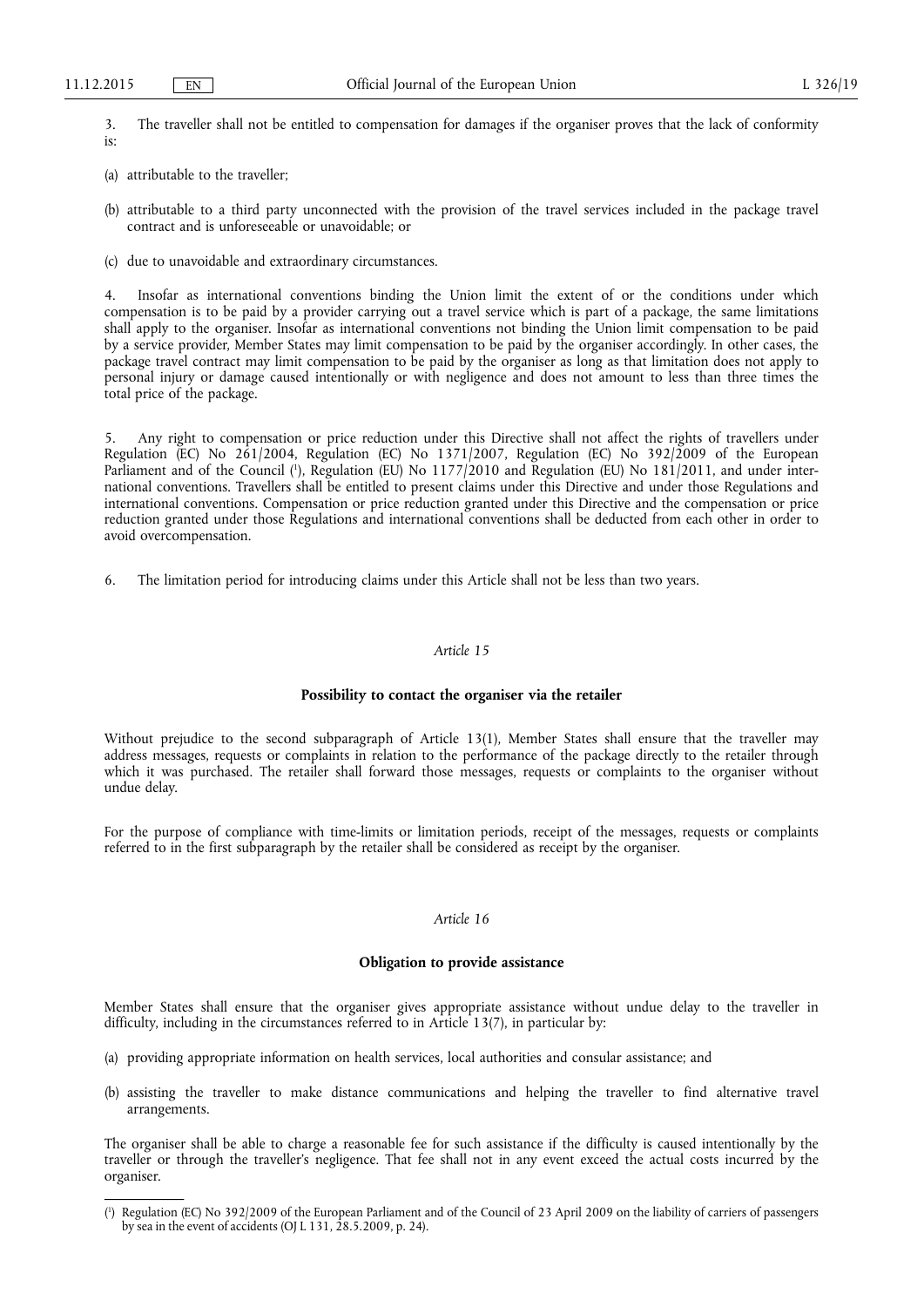3. The traveller shall not be entitled to compensation for damages if the organiser proves that the lack of conformity is:

(a) attributable to the traveller;

(b) attributable to a third party unconnected with the provision of the travel services included in the package travel contract and is unforeseeable or unavoidable; or

(c) due to unavoidable and extraordinary circumstances.

4. Insofar as international conventions binding the Union limit the extent of or the conditions under which compensation is to be paid by a provider carrying out a travel service which is part of a package, the same limitations shall apply to the organiser. Insofar as international conventions not binding the Union limit compensation to be paid by a service provider, Member States may limit compensation to be paid by the organiser accordingly. In other cases, the package travel contract may limit compensation to be paid by the organiser as long as that limitation does not apply to personal injury or damage caused intentionally or with negligence and does not amount to less than three times the total price of the package.

5. Any right to compensation or price reduction under this Directive shall not affect the rights of travellers under Regulation (EC) No 261/2004, Regulation (EC) No 1371/2007, Regulation (EC) No 392/2009 of the European Parliament and of the Council [1], Regulation (EU) No 1177/2010 and Regulation (EU) No 181/2011, and under international conventions. Travellers shall be entitled to present claims under this Directive and under those Regulations and international conventions. Compensation or price reduction granted under this Directive and the compensation or price reduction granted under those Regulations and international conventions shall be deducted from each other in order to avoid overcompensation.

6. The limitation period for introducing claims under this Article shall not be less than two years.

*Article 15*

**Possibility to contact the organiser via the retailer**

Without prejudice to the second subparagraph of Article 13(1), Member States shall ensure that the traveller may address messages, requests or complaints in relation to the performance of the package directly to the retailer through which it was purchased. The retailer shall forward those messages, requests or complaints to the organiser without undue delay.

For the purpose of compliance with time-limits or limitation periods, receipt of the messages, requests or complaints referred to in the first subparagraph by the retailer shall be considered as receipt by the organiser.

*Article 16*

**Obligation to provide assistance**

Member States shall ensure that the organiser gives appropriate assistance without undue delay to the traveller in difficulty, including in the circumstances referred to in Article 13(7), in particular by:

(a) providing appropriate information on health services, local authorities and consular assistance; and

(b) assisting the traveller to make distance communications and helping the traveller to find alternative travel arrangements.

The organiser shall be able to charge a reasonable fee for such assistance if the difficulty is caused intentionally by the traveller or through the traveller's negligence. That fee shall not in any event exceed the actual costs incurred by the organiser.

---

[1] Regulation (EC) No 392/2009 of the European Parliament and of the Council of 23 April 2009 on the liability of carriers of passengers by sea in the event of accidents (OJ L 131, 28.5.2009, p. 24).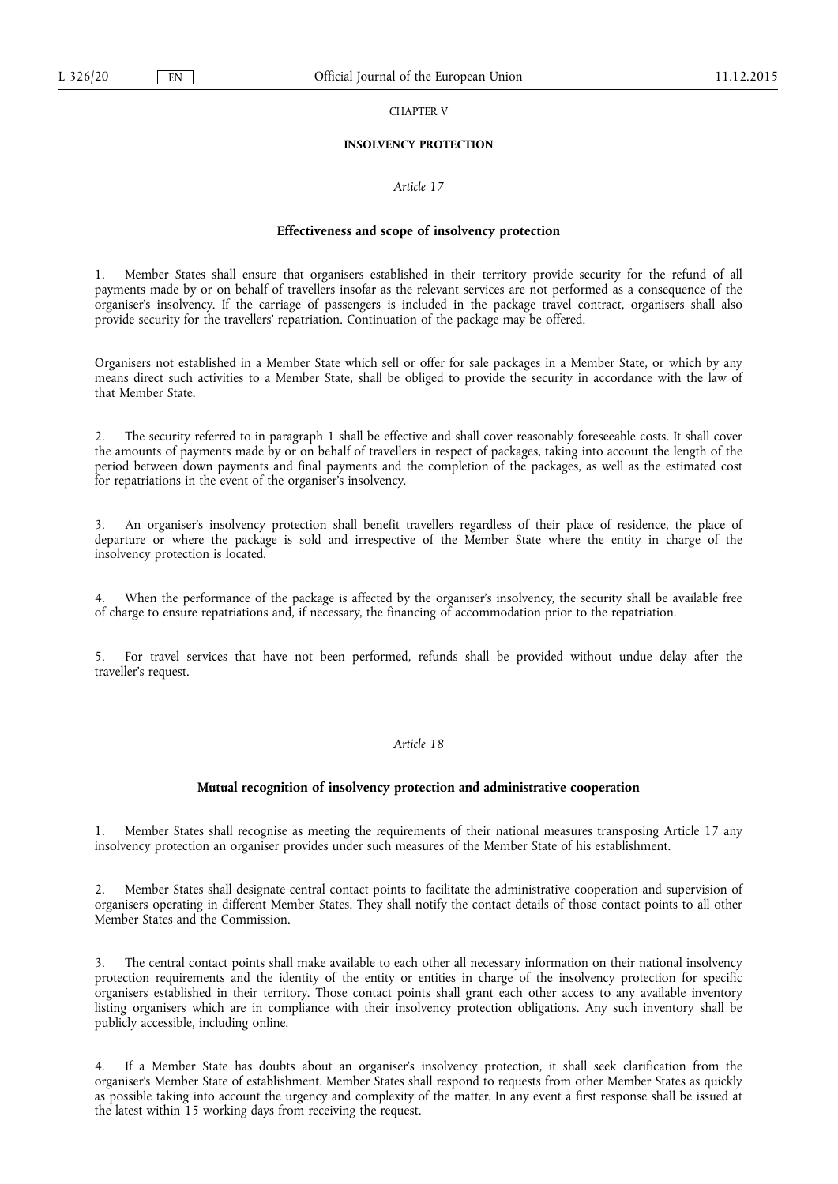CHAPTER V

## INSOLVENCY PROTECTION

*Article 17*

### Effectiveness and scope of insolvency protection

1. Member States shall ensure that organisers established in their territory provide security for the refund of all payments made by or on behalf of travellers insofar as the relevant services are not performed as a consequence of the organiser's insolvency. If the carriage of passengers is included in the package travel contract, organisers shall also provide security for the travellers' repatriation. Continuation of the package may be offered.

Organisers not established in a Member State which sell or offer for sale packages in a Member State, or which by any means direct such activities to a Member State, shall be obliged to provide the security in accordance with the law of that Member State.

2. The security referred to in paragraph 1 shall be effective and shall cover reasonably foreseeable costs. It shall cover the amounts of payments made by or on behalf of travellers in respect of packages, taking into account the length of the period between down payments and final payments and the completion of the packages, as well as the estimated cost for repatriations in the event of the organiser's insolvency.

3. An organiser's insolvency protection shall benefit travellers regardless of their place of residence, the place of departure or where the package is sold and irrespective of the Member State where the entity in charge of the insolvency protection is located.

4. When the performance of the package is affected by the organiser's insolvency, the security shall be available free of charge to ensure repatriations and, if necessary, the financing of accommodation prior to the repatriation.

5. For travel services that have not been performed, refunds shall be provided without undue delay after the traveller's request.

*Article 18*

### Mutual recognition of insolvency protection and administrative cooperation

1. Member States shall recognise as meeting the requirements of their national measures transposing Article 17 any insolvency protection an organiser provides under such measures of the Member State of his establishment.

2. Member States shall designate central contact points to facilitate the administrative cooperation and supervision of organisers operating in different Member States. They shall notify the contact details of those contact points to all other Member States and the Commission.

3. The central contact points shall make available to each other all necessary information on their national insolvency protection requirements and the identity of the entity or entities in charge of the insolvency protection for specific organisers established in their territory. Those contact points shall grant each other access to any available inventory listing organisers which are in compliance with their insolvency protection obligations. Any such inventory shall be publicly accessible, including online.

4. If a Member State has doubts about an organiser's insolvency protection, it shall seek clarification from the organiser's Member State of establishment. Member States shall respond to requests from other Member States as quickly as possible taking into account the urgency and complexity of the matter. In any event a first response shall be issued at the latest within 15 working days from receiving the request.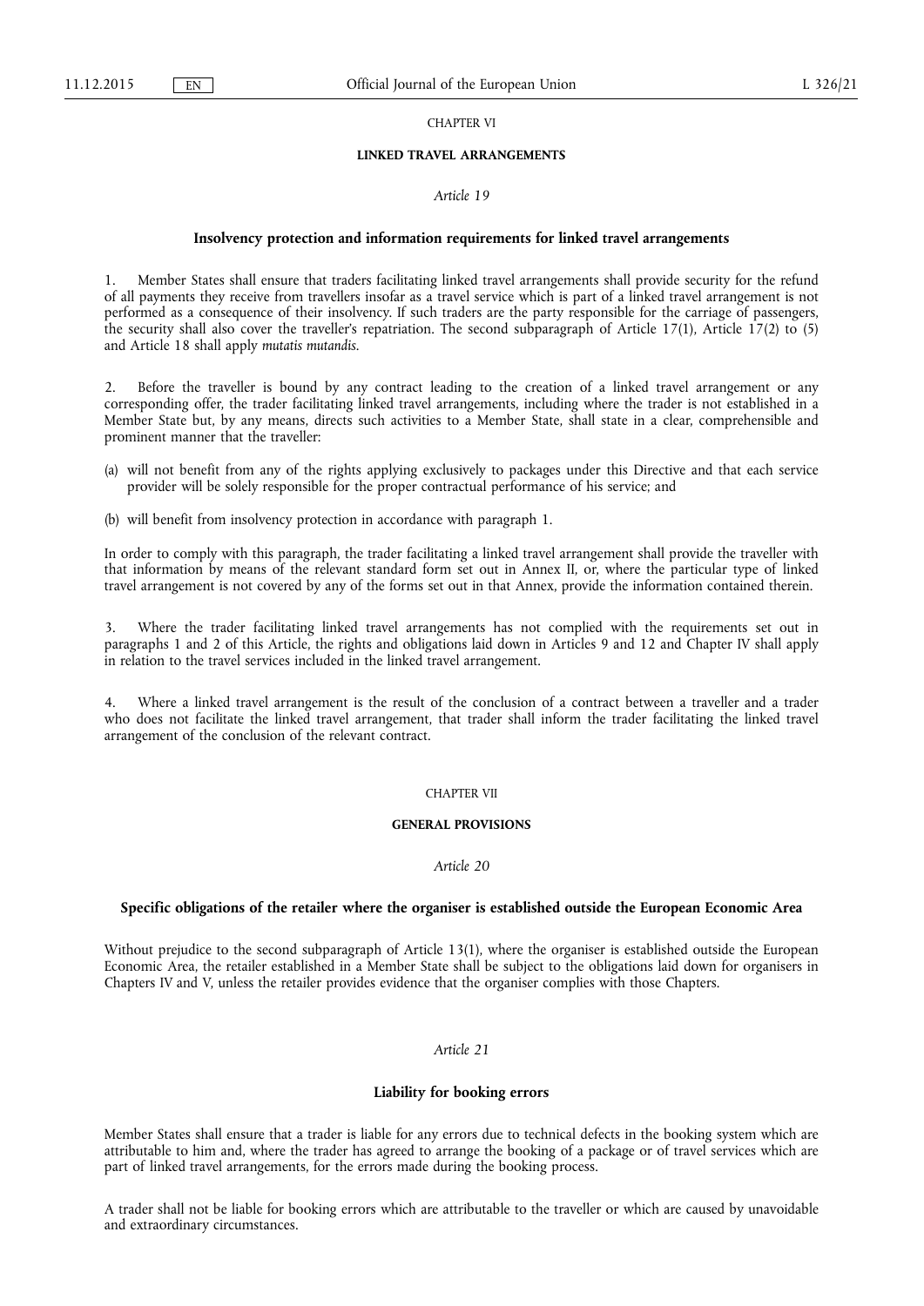CHAPTER VI

## LINKED TRAVEL ARRANGEMENTS

*Article 19*

### Insolvency protection and information requirements for linked travel arrangements

1. Member States shall ensure that traders facilitating linked travel arrangements shall provide security for the refund of all payments they receive from travellers insofar as a travel service which is part of a linked travel arrangement is not performed as a consequence of their insolvency. If such traders are the party responsible for the carriage of passengers, the security shall also cover the traveller's repatriation. The second subparagraph of Article 17(1), Article 17(2) to (5) and Article 18 shall apply *mutatis mutandis*.

2. Before the traveller is bound by any contract leading to the creation of a linked travel arrangement or any corresponding offer, the trader facilitating linked travel arrangements, including where the trader is not established in a Member State but, by any means, directs such activities to a Member State, shall state in a clear, comprehensible and prominent manner that the traveller:

(a) will not benefit from any of the rights applying exclusively to packages under this Directive and that each service provider will be solely responsible for the proper contractual performance of his service; and

(b) will benefit from insolvency protection in accordance with paragraph 1.

In order to comply with this paragraph, the trader facilitating a linked travel arrangement shall provide the traveller with that information by means of the relevant standard form set out in Annex II, or, where the particular type of linked travel arrangement is not covered by any of the forms set out in that Annex, provide the information contained therein.

3. Where the trader facilitating linked travel arrangements has not complied with the requirements set out in paragraphs 1 and 2 of this Article, the rights and obligations laid down in Articles 9 and 12 and Chapter IV shall apply in relation to the travel services included in the linked travel arrangement.

4. Where a linked travel arrangement is the result of the conclusion of a contract between a traveller and a trader who does not facilitate the linked travel arrangement, that trader shall inform the trader facilitating the linked travel arrangement of the conclusion of the relevant contract.

CHAPTER VII

## GENERAL PROVISIONS

*Article 20*

### Specific obligations of the retailer where the organiser is established outside the European Economic Area

Without prejudice to the second subparagraph of Article 13(1), where the organiser is established outside the European Economic Area, the retailer established in a Member State shall be subject to the obligations laid down for organisers in Chapters IV and V, unless the retailer provides evidence that the organiser complies with those Chapters.

*Article 21*

### Liability for booking errors

Member States shall ensure that a trader is liable for any errors due to technical defects in the booking system which are attributable to him and, where the trader has agreed to arrange the booking of a package or of travel services which are part of linked travel arrangements, for the errors made during the booking process.

A trader shall not be liable for booking errors which are attributable to the traveller or which are caused by unavoidable and extraordinary circumstances.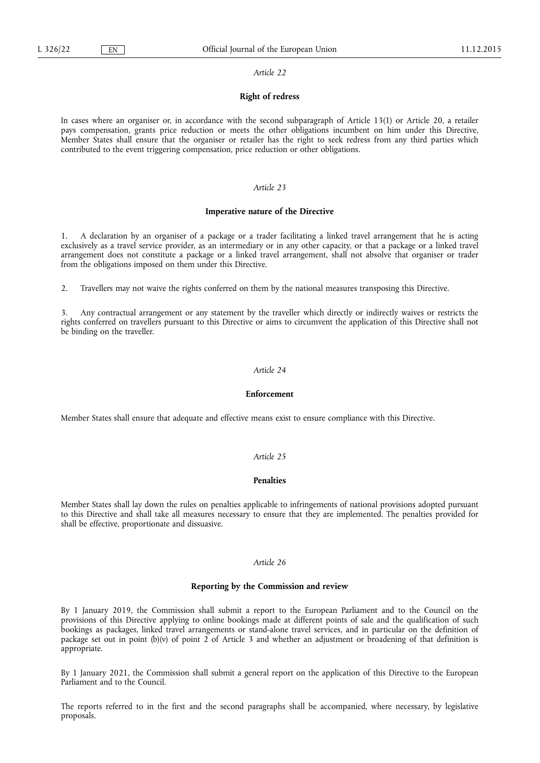*Article 22*

**Right of redress**

In cases where an organiser or, in accordance with the second subparagraph of Article 13(1) or Article 20, a retailer pays compensation, grants price reduction or meets the other obligations incumbent on him under this Directive, Member States shall ensure that the organiser or retailer has the right to seek redress from any third parties which contributed to the event triggering compensation, price reduction or other obligations.

*Article 23*

**Imperative nature of the Directive**

1. A declaration by an organiser of a package or a trader facilitating a linked travel arrangement that he is acting exclusively as a travel service provider, as an intermediary or in any other capacity, or that a package or a linked travel arrangement does not constitute a package or a linked travel arrangement, shall not absolve that organiser or trader from the obligations imposed on them under this Directive.

2. Travellers may not waive the rights conferred on them by the national measures transposing this Directive.

3. Any contractual arrangement or any statement by the traveller which directly or indirectly waives or restricts the rights conferred on travellers pursuant to this Directive or aims to circumvent the application of this Directive shall not be binding on the traveller.

*Article 24*

**Enforcement**

Member States shall ensure that adequate and effective means exist to ensure compliance with this Directive.

*Article 25*

**Penalties**

Member States shall lay down the rules on penalties applicable to infringements of national provisions adopted pursuant to this Directive and shall take all measures necessary to ensure that they are implemented. The penalties provided for shall be effective, proportionate and dissuasive.

*Article 26*

**Reporting by the Commission and review**

By 1 January 2019, the Commission shall submit a report to the European Parliament and to the Council on the provisions of this Directive applying to online bookings made at different points of sale and the qualification of such bookings as packages, linked travel arrangements or stand-alone travel services, and in particular on the definition of package set out in point (b)(v) of point 2 of Article 3 and whether an adjustment or broadening of that definition is appropriate.

By 1 January 2021, the Commission shall submit a general report on the application of this Directive to the European Parliament and to the Council.

The reports referred to in the first and the second paragraphs shall be accompanied, where necessary, by legislative proposals.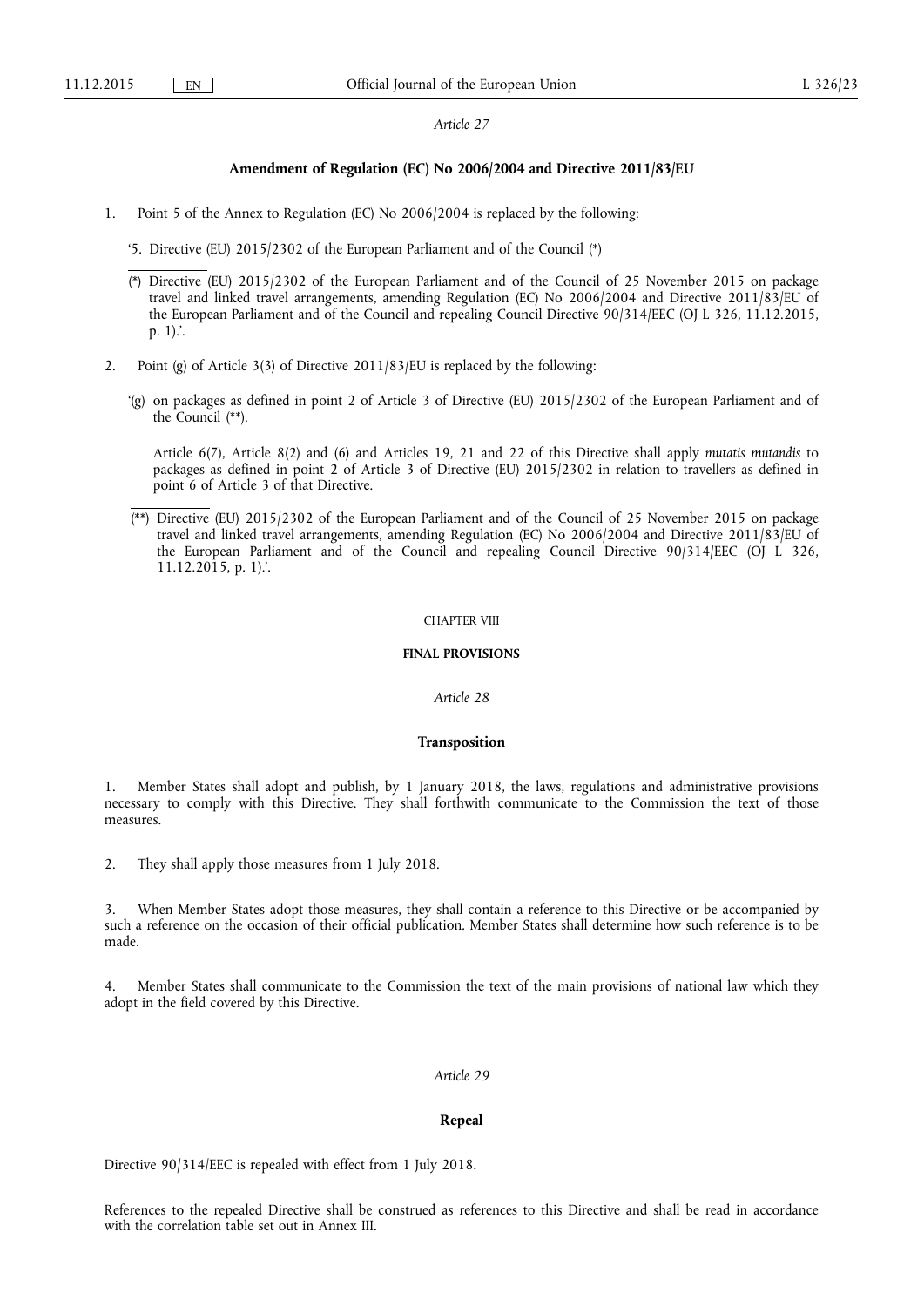*Article 27*

**Amendment of Regulation (EC) No 2006/2004 and Directive 2011/83/EU**

1. Point 5 of the Annex to Regulation (EC) No 2006/2004 is replaced by the following:

   '5. Directive (EU) 2015/2302 of the European Parliament and of the Council (*)

   (*) Directive (EU) 2015/2302 of the European Parliament and of the Council of 25 November 2015 on package travel and linked travel arrangements, amending Regulation (EC) No 2006/2004 and Directive 2011/83/EU of the European Parliament and of the Council and repealing Council Directive 90/314/EEC (OJ L 326, 11.12.2015, p. 1).'.

2. Point (g) of Article 3(3) of Directive 2011/83/EU is replaced by the following:

   '(g) on packages as defined in point 2 of Article 3 of Directive (EU) 2015/2302 of the European Parliament and of the Council (**).

   Article 6(7), Article 8(2) and (6) and Articles 19, 21 and 22 of this Directive shall apply *mutatis mutandis* to packages as defined in point 2 of Article 3 of Directive (EU) 2015/2302 in relation to travellers as defined in point 6 of Article 3 of that Directive.

   (**) Directive (EU) 2015/2302 of the European Parliament and of the Council of 25 November 2015 on package travel and linked travel arrangements, amending Regulation (EC) No 2006/2004 and Directive 2011/83/EU of the European Parliament and of the Council and repealing Council Directive 90/314/EEC (OJ L 326, 11.12.2015, p. 1).'.

CHAPTER VIII

**FINAL PROVISIONS**

*Article 28*

**Transposition**

1. Member States shall adopt and publish, by 1 January 2018, the laws, regulations and administrative provisions necessary to comply with this Directive. They shall forthwith communicate to the Commission the text of those measures.

2. They shall apply those measures from 1 July 2018.

3. When Member States adopt those measures, they shall contain a reference to this Directive or be accompanied by such a reference on the occasion of their official publication. Member States shall determine how such reference is to be made.

4. Member States shall communicate to the Commission the text of the main provisions of national law which they adopt in the field covered by this Directive.

*Article 29*

**Repeal**

Directive 90/314/EEC is repealed with effect from 1 July 2018.

References to the repealed Directive shall be construed as references to this Directive and shall be read in accordance with the correlation table set out in Annex III.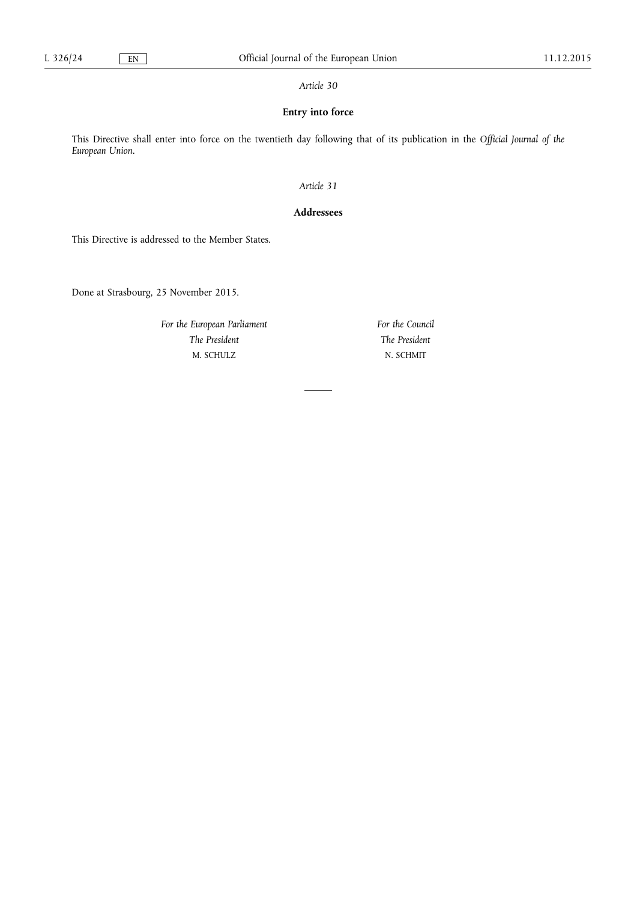*Article 30*

**Entry into force**

This Directive shall enter into force on the twentieth day following that of its publication in the *Official Journal of the European Union*.

*Article 31*

**Addressees**

This Directive is addressed to the Member States.

Done at Strasbourg, 25 November 2015.

*For the European Parliament*
*The President*
M. SCHULZ

*For the Council*
*The President*
N. SCHMIT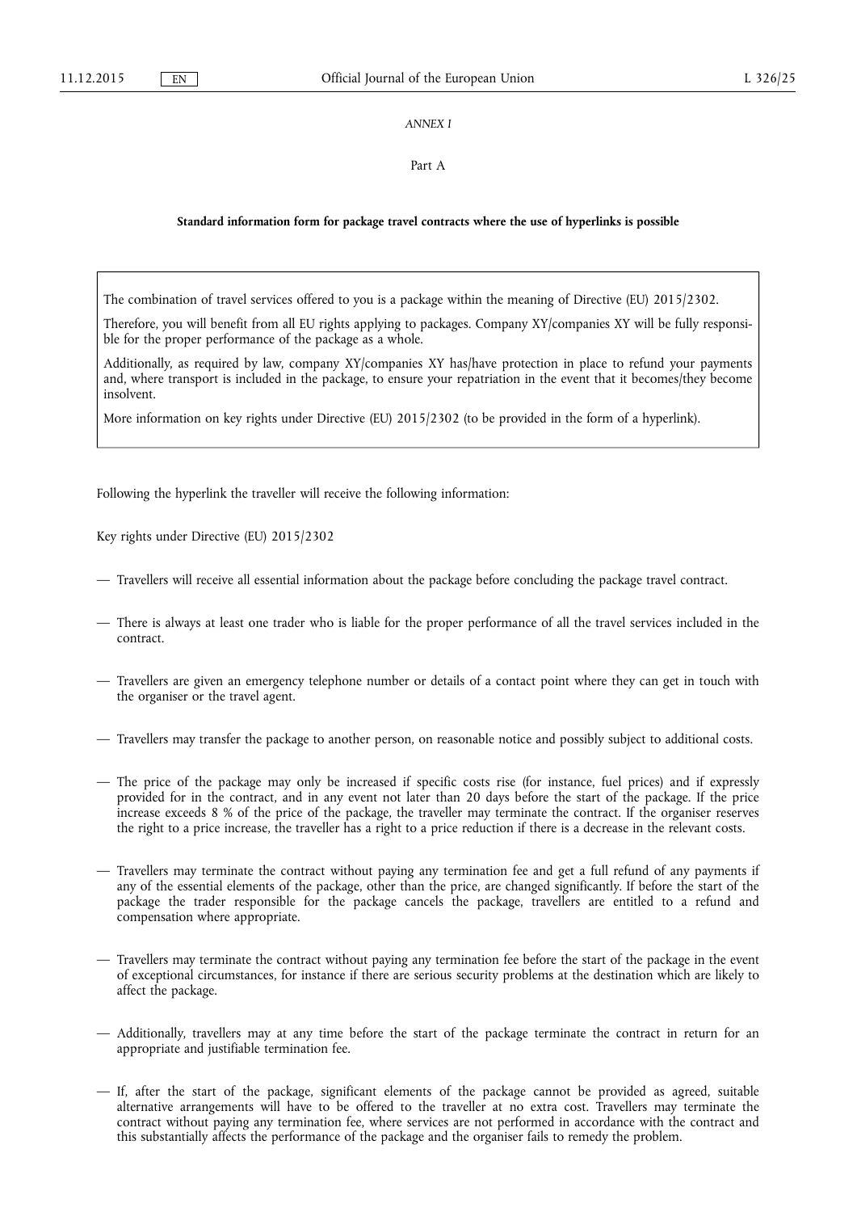*ANNEX I*

Part A

**Standard information form for package travel contracts where the use of hyperlinks is possible**

The combination of travel services offered to you is a package within the meaning of Directive (EU) 2015/2302.

Therefore, you will benefit from all EU rights applying to packages. Company XY/companies XY will be fully responsible for the proper performance of the package as a whole.

Additionally, as required by law, company XY/companies XY has/have protection in place to refund your payments and, where transport is included in the package, to ensure your repatriation in the event that it becomes/they become insolvent.

More information on key rights under Directive (EU) 2015/2302 (to be provided in the form of a hyperlink).

Following the hyperlink the traveller will receive the following information:

Key rights under Directive (EU) 2015/2302

— Travellers will receive all essential information about the package before concluding the package travel contract.

— There is always at least one trader who is liable for the proper performance of all the travel services included in the contract.

— Travellers are given an emergency telephone number or details of a contact point where they can get in touch with the organiser or the travel agent.

— Travellers may transfer the package to another person, on reasonable notice and possibly subject to additional costs.

— The price of the package may only be increased if specific costs rise (for instance, fuel prices) and if expressly provided for in the contract, and in any event not later than 20 days before the start of the package. If the price increase exceeds 8 % of the price of the package, the traveller may terminate the contract. If the organiser reserves the right to a price increase, the traveller has a right to a price reduction if there is a decrease in the relevant costs.

— Travellers may terminate the contract without paying any termination fee and get a full refund of any payments if any of the essential elements of the package, other than the price, are changed significantly. If before the start of the package the trader responsible for the package cancels the package, travellers are entitled to a refund and compensation where appropriate.

— Travellers may terminate the contract without paying any termination fee before the start of the package in the event of exceptional circumstances, for instance if there are serious security problems at the destination which are likely to affect the package.

— Additionally, travellers may at any time before the start of the package terminate the contract in return for an appropriate and justifiable termination fee.

— If, after the start of the package, significant elements of the package cannot be provided as agreed, suitable alternative arrangements will have to be offered to the traveller at no extra cost. Travellers may terminate the contract without paying any termination fee, where services are not performed in accordance with the contract and this substantially affects the performance of the package and the organiser fails to remedy the problem.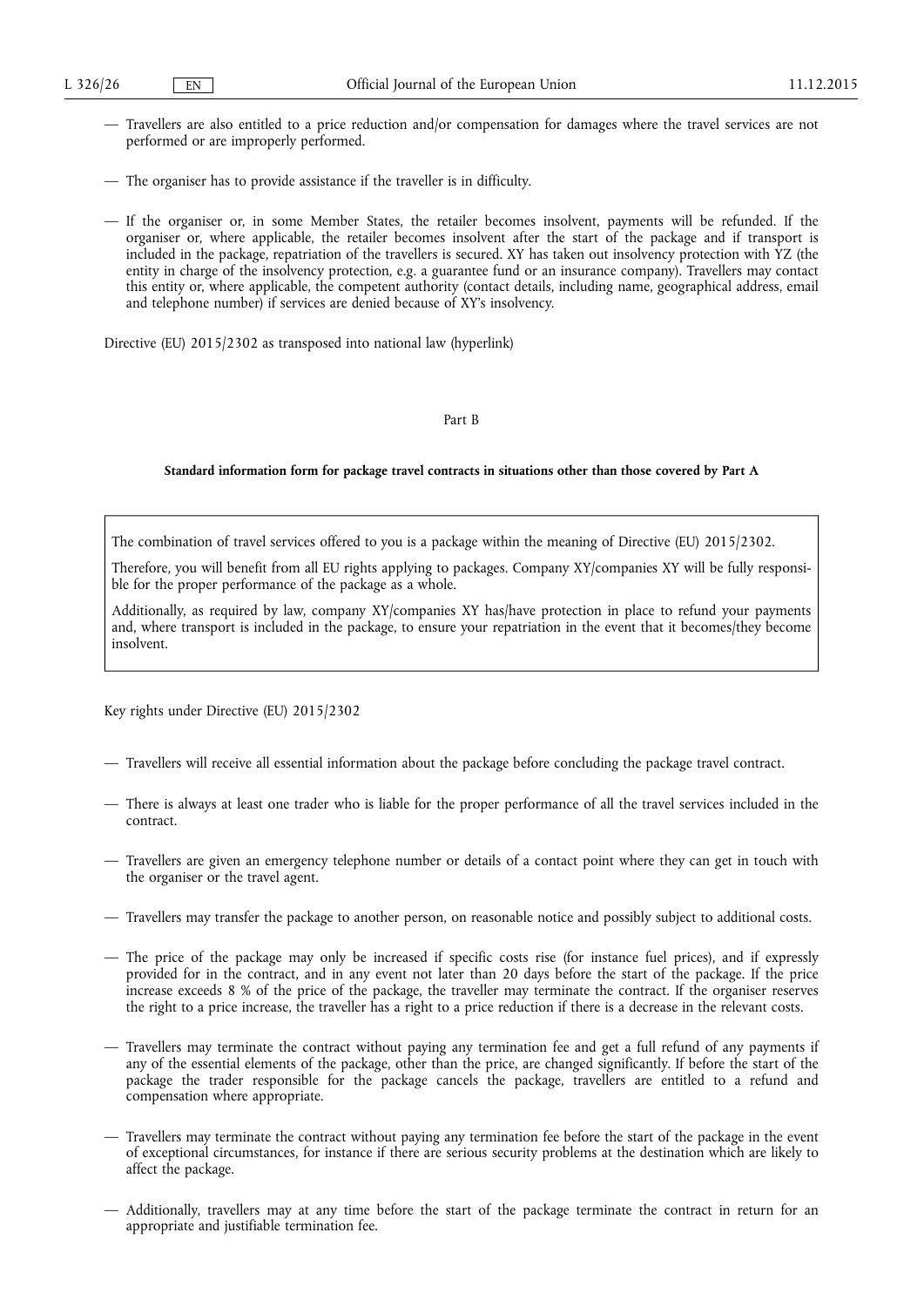— Travellers are also entitled to a price reduction and/or compensation for damages where the travel services are not performed or are improperly performed.

— The organiser has to provide assistance if the traveller is in difficulty.

— If the organiser or, in some Member States, the retailer becomes insolvent, payments will be refunded. If the organiser or, where applicable, the retailer becomes insolvent after the start of the package and if transport is included in the package, repatriation of the travellers is secured. XY has taken out insolvency protection with YZ (the entity in charge of the insolvency protection, e.g. a guarantee fund or an insurance company). Travellers may contact this entity or, where applicable, the competent authority (contact details, including name, geographical address, email and telephone number) if services are denied because of XY's insolvency.

Directive (EU) 2015/2302 as transposed into national law (hyperlink)

Part B

**Standard information form for package travel contracts in situations other than those covered by Part A**

The combination of travel services offered to you is a package within the meaning of Directive (EU) 2015/2302.

Therefore, you will benefit from all EU rights applying to packages. Company XY/companies XY will be fully responsible for the proper performance of the package as a whole.

Additionally, as required by law, company XY/companies XY has/have protection in place to refund your payments and, where transport is included in the package, to ensure your repatriation in the event that it becomes/they become insolvent.

Key rights under Directive (EU) 2015/2302

— Travellers will receive all essential information about the package before concluding the package travel contract.

— There is always at least one trader who is liable for the proper performance of all the travel services included in the contract.

— Travellers are given an emergency telephone number or details of a contact point where they can get in touch with the organiser or the travel agent.

— Travellers may transfer the package to another person, on reasonable notice and possibly subject to additional costs.

— The price of the package may only be increased if specific costs rise (for instance fuel prices), and if expressly provided for in the contract, and in any event not later than 20 days before the start of the package. If the price increase exceeds 8 % of the price of the package, the traveller may terminate the contract. If the organiser reserves the right to a price increase, the traveller has a right to a price reduction if there is a decrease in the relevant costs.

— Travellers may terminate the contract without paying any termination fee and get a full refund of any payments if any of the essential elements of the package, other than the price, are changed significantly. If before the start of the package the trader responsible for the package cancels the package, travellers are entitled to a refund and compensation where appropriate.

— Travellers may terminate the contract without paying any termination fee before the start of the package in the event of exceptional circumstances, for instance if there are serious security problems at the destination which are likely to affect the package.

— Additionally, travellers may at any time before the start of the package terminate the contract in return for an appropriate and justifiable termination fee.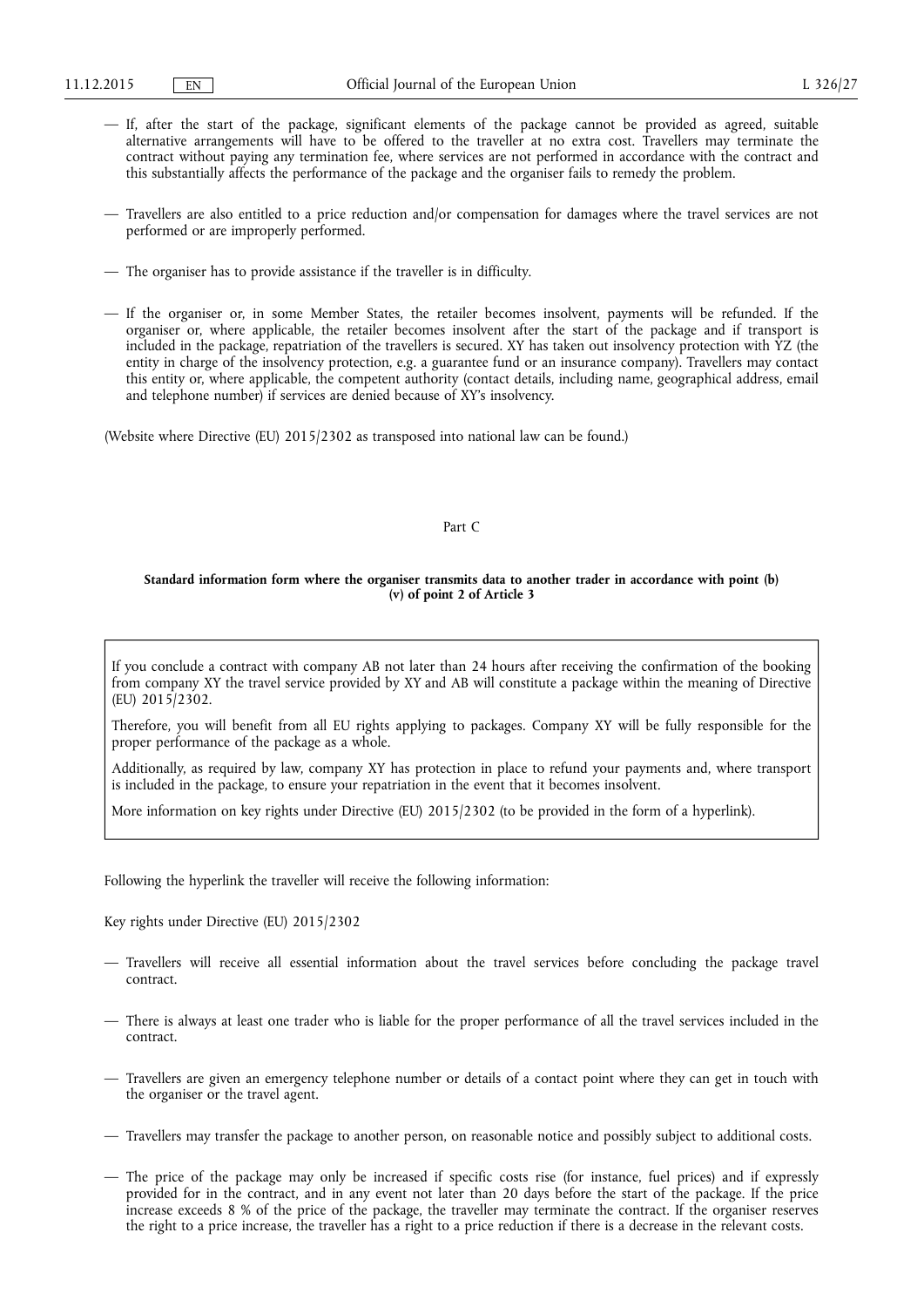— If, after the start of the package, significant elements of the package cannot be provided as agreed, suitable alternative arrangements will have to be offered to the traveller at no extra cost. Travellers may terminate the contract without paying any termination fee, where services are not performed in accordance with the contract and this substantially affects the performance of the package and the organiser fails to remedy the problem.

— Travellers are also entitled to a price reduction and/or compensation for damages where the travel services are not performed or are improperly performed.

— The organiser has to provide assistance if the traveller is in difficulty.

— If the organiser or, in some Member States, the retailer becomes insolvent, payments will be refunded. If the organiser or, where applicable, the retailer becomes insolvent after the start of the package and if transport is included in the package, repatriation of the travellers is secured. XY has taken out insolvency protection with YZ (the entity in charge of the insolvency protection, e.g. a guarantee fund or an insurance company). Travellers may contact this entity or, where applicable, the competent authority (contact details, including name, geographical address, email and telephone number) if services are denied because of XY's insolvency.

(Website where Directive (EU) 2015/2302 as transposed into national law can be found.)

Part C

**Standard information form where the organiser transmits data to another trader in accordance with point (b)(v) of point 2 of Article 3**

If you conclude a contract with company AB not later than 24 hours after receiving the confirmation of the booking from company XY the travel service provided by XY and AB will constitute a package within the meaning of Directive (EU) 2015/2302.

Therefore, you will benefit from all EU rights applying to packages. Company XY will be fully responsible for the proper performance of the package as a whole.

Additionally, as required by law, company XY has protection in place to refund your payments and, where transport is included in the package, to ensure your repatriation in the event that it becomes insolvent.

More information on key rights under Directive (EU) 2015/2302 (to be provided in the form of a hyperlink).

Following the hyperlink the traveller will receive the following information:

Key rights under Directive (EU) 2015/2302

— Travellers will receive all essential information about the travel services before concluding the package travel contract.

— There is always at least one trader who is liable for the proper performance of all the travel services included in the contract.

— Travellers are given an emergency telephone number or details of a contact point where they can get in touch with the organiser or the travel agent.

— Travellers may transfer the package to another person, on reasonable notice and possibly subject to additional costs.

— The price of the package may only be increased if specific costs rise (for instance, fuel prices) and if expressly provided for in the contract, and in any event not later than 20 days before the start of the package. If the price increase exceeds 8 % of the price of the package, the traveller may terminate the contract. If the organiser reserves the right to a price increase, the traveller has a right to a price reduction if there is a decrease in the relevant costs.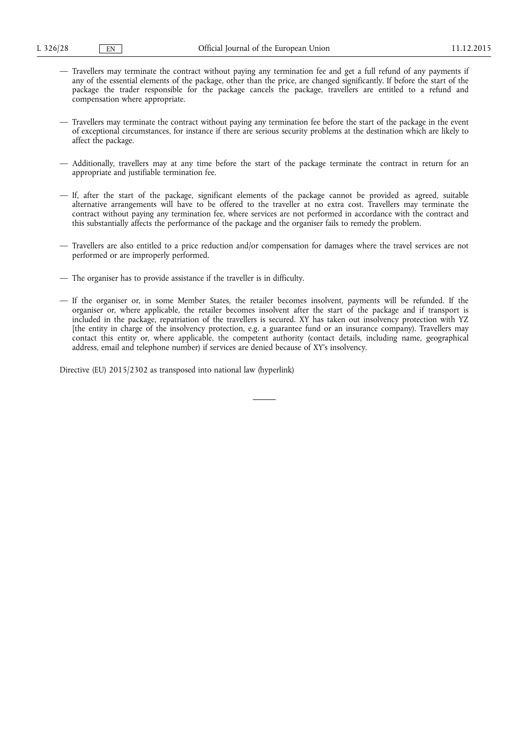— Travellers may terminate the contract without paying any termination fee and get a full refund of any payments if any of the essential elements of the package, other than the price, are changed significantly. If before the start of the package the trader responsible for the package cancels the package, travellers are entitled to a refund and compensation where appropriate.

— Travellers may terminate the contract without paying any termination fee before the start of the package in the event of exceptional circumstances, for instance if there are serious security problems at the destination which are likely to affect the package.

— Additionally, travellers may at any time before the start of the package terminate the contract in return for an appropriate and justifiable termination fee.

— If, after the start of the package, significant elements of the package cannot be provided as agreed, suitable alternative arrangements will have to be offered to the traveller at no extra cost. Travellers may terminate the contract without paying any termination fee, where services are not performed in accordance with the contract and this substantially affects the performance of the package and the organiser fails to remedy the problem.

— Travellers are also entitled to a price reduction and/or compensation for damages where the travel services are not performed or are improperly performed.

— The organiser has to provide assistance if the traveller is in difficulty.

— If the organiser or, in some Member States, the retailer becomes insolvent, payments will be refunded. If the organiser or, where applicable, the retailer becomes insolvent after the start of the package and if transport is included in the package, repatriation of the travellers is secured. XY has taken out insolvency protection with YZ [the entity in charge of the insolvency protection, e.g. a guarantee fund or an insurance company). Travellers may contact this entity or, where applicable, the competent authority (contact details, including name, geographical address, email and telephone number) if services are denied because of XY's insolvency.

Directive (EU) 2015/2302 as transposed into national law (hyperlink)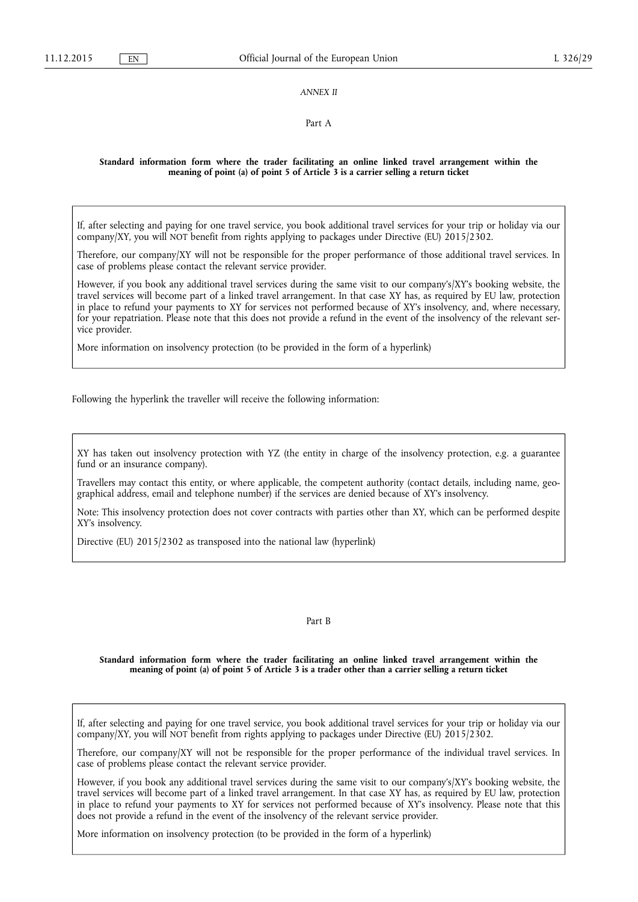*ANNEX II*

Part A

**Standard information form where the trader facilitating an online linked travel arrangement within the meaning of point (a) of point 5 of Article 3 is a carrier selling a return ticket**

If, after selecting and paying for one travel service, you book additional travel services for your trip or holiday via our company/XY, you will NOT benefit from rights applying to packages under Directive (EU) 2015/2302.

Therefore, our company/XY will not be responsible for the proper performance of those additional travel services. In case of problems please contact the relevant service provider.

However, if you book any additional travel services during the same visit to our company's/XY's booking website, the travel services will become part of a linked travel arrangement. In that case XY has, as required by EU law, protection in place to refund your payments to XY for services not performed because of XY's insolvency, and, where necessary, for your repatriation. Please note that this does not provide a refund in the event of the insolvency of the relevant service provider.

More information on insolvency protection (to be provided in the form of a hyperlink)

Following the hyperlink the traveller will receive the following information:

XY has taken out insolvency protection with YZ (the entity in charge of the insolvency protection, e.g. a guarantee fund or an insurance company).

Travellers may contact this entity, or where applicable, the competent authority (contact details, including name, geographical address, email and telephone number) if the services are denied because of XY's insolvency.

Note: This insolvency protection does not cover contracts with parties other than XY, which can be performed despite XY's insolvency.

Directive (EU) 2015/2302 as transposed into the national law (hyperlink)

Part B

**Standard information form where the trader facilitating an online linked travel arrangement within the meaning of point (a) of point 5 of Article 3 is a trader other than a carrier selling a return ticket**

If, after selecting and paying for one travel service, you book additional travel services for your trip or holiday via our company/XY, you will NOT benefit from rights applying to packages under Directive (EU) 2015/2302.

Therefore, our company/XY will not be responsible for the proper performance of the individual travel services. In case of problems please contact the relevant service provider.

However, if you book any additional travel services during the same visit to our company's/XY's booking website, the travel services will become part of a linked travel arrangement. In that case XY has, as required by EU law, protection in place to refund your payments to XY for services not performed because of XY's insolvency. Please note that this does not provide a refund in the event of the insolvency of the relevant service provider.

More information on insolvency protection (to be provided in the form of a hyperlink)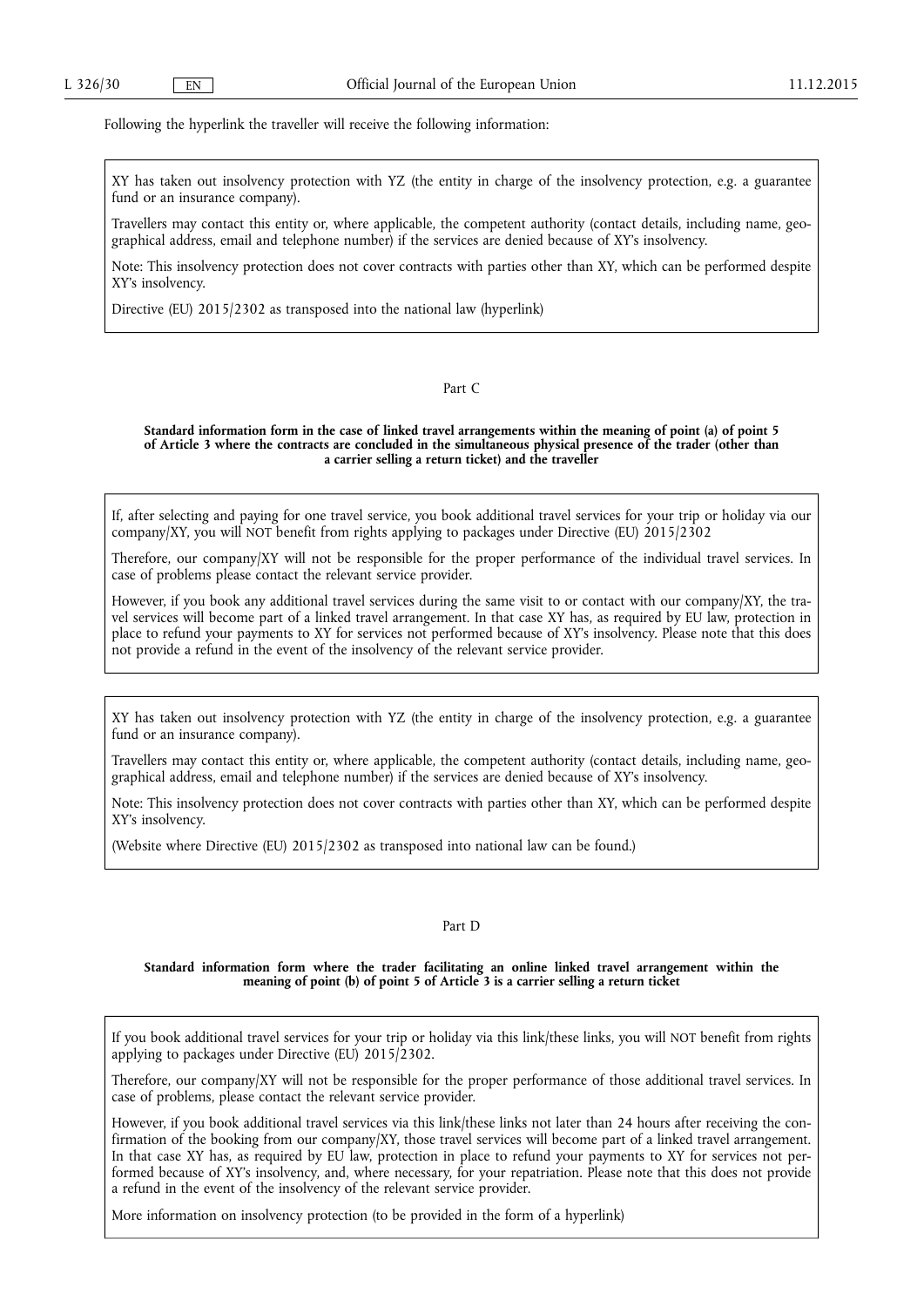Following the hyperlink the traveller will receive the following information:

> XY has taken out insolvency protection with YZ (the entity in charge of the insolvency protection, e.g. a guarantee fund or an insurance company).
>
> Travellers may contact this entity or, where applicable, the competent authority (contact details, including name, geographical address, email and telephone number) if the services are denied because of XY's insolvency.
>
> Note: This insolvency protection does not cover contracts with parties other than XY, which can be performed despite XY's insolvency.
>
> Directive (EU) 2015/2302 as transposed into the national law (hyperlink)

Part C

**Standard information form in the case of linked travel arrangements within the meaning of point (a) of point 5 of Article 3 where the contracts are concluded in the simultaneous physical presence of the trader (other than a carrier selling a return ticket) and the traveller**

> If, after selecting and paying for one travel service, you book additional travel services for your trip or holiday via our company/XY, you will NOT benefit from rights applying to packages under Directive (EU) 2015/2302
>
> Therefore, our company/XY will not be responsible for the proper performance of the individual travel services. In case of problems please contact the relevant service provider.
>
> However, if you book any additional travel services during the same visit to or contact with our company/XY, the travel services will become part of a linked travel arrangement. In that case XY has, as required by EU law, protection in place to refund your payments to XY for services not performed because of XY's insolvency. Please note that this does not provide a refund in the event of the insolvency of the relevant service provider.

> XY has taken out insolvency protection with YZ (the entity in charge of the insolvency protection, e.g. a guarantee fund or an insurance company).
>
> Travellers may contact this entity or, where applicable, the competent authority (contact details, including name, geographical address, email and telephone number) if the services are denied because of XY's insolvency.
>
> Note: This insolvency protection does not cover contracts with parties other than XY, which can be performed despite XY's insolvency.
>
> (Website where Directive (EU) 2015/2302 as transposed into national law can be found.)

Part D

**Standard information form where the trader facilitating an online linked travel arrangement within the meaning of point (b) of point 5 of Article 3 is a carrier selling a return ticket**

> If you book additional travel services for your trip or holiday via this link/these links, you will NOT benefit from rights applying to packages under Directive (EU) 2015/2302.
>
> Therefore, our company/XY will not be responsible for the proper performance of those additional travel services. In case of problems, please contact the relevant service provider.
>
> However, if you book additional travel services via this link/these links not later than 24 hours after receiving the confirmation of the booking from our company/XY, those travel services will become part of a linked travel arrangement. In that case XY has, as required by EU law, protection in place to refund your payments to XY for services not performed because of XY's insolvency, and, where necessary, for your repatriation. Please note that this does not provide a refund in the event of the insolvency of the relevant service provider.
>
> More information on insolvency protection (to be provided in the form of a hyperlink)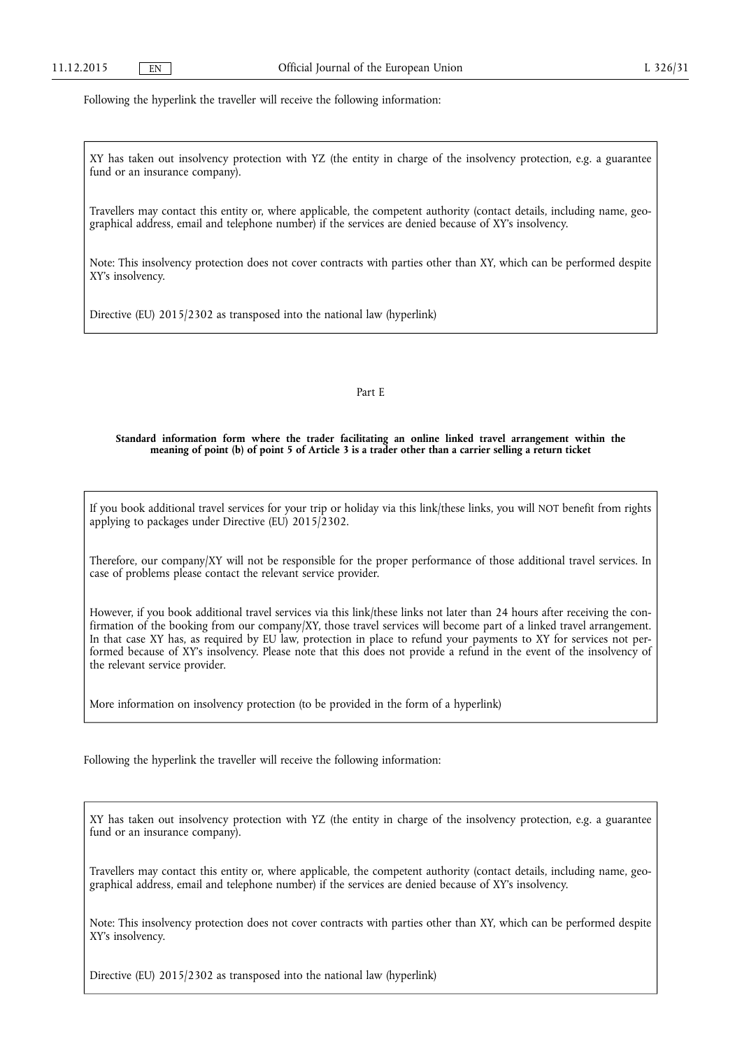Following the hyperlink the traveller will receive the following information:

> XY has taken out insolvency protection with YZ (the entity in charge of the insolvency protection, e.g. a guarantee fund or an insurance company).
>
> Travellers may contact this entity or, where applicable, the competent authority (contact details, including name, geographical address, email and telephone number) if the services are denied because of XY's insolvency.
>
> Note: This insolvency protection does not cover contracts with parties other than XY, which can be performed despite XY's insolvency.
>
> Directive (EU) 2015/2302 as transposed into the national law (hyperlink)

## Part E

### Standard information form where the trader facilitating an online linked travel arrangement within the meaning of point (b) of point 5 of Article 3 is a trader other than a carrier selling a return ticket

> If you book additional travel services for your trip or holiday via this link/these links, you will NOT benefit from rights applying to packages under Directive (EU) 2015/2302.
>
> Therefore, our company/XY will not be responsible for the proper performance of those additional travel services. In case of problems please contact the relevant service provider.
>
> However, if you book additional travel services via this link/these links not later than 24 hours after receiving the confirmation of the booking from our company/XY, those travel services will become part of a linked travel arrangement. In that case XY has, as required by EU law, protection in place to refund your payments to XY for services not performed because of XY's insolvency. Please note that this does not provide a refund in the event of the insolvency of the relevant service provider.
>
> More information on insolvency protection (to be provided in the form of a hyperlink)

Following the hyperlink the traveller will receive the following information:

> XY has taken out insolvency protection with YZ (the entity in charge of the insolvency protection, e.g. a guarantee fund or an insurance company).
>
> Travellers may contact this entity or, where applicable, the competent authority (contact details, including name, geographical address, email and telephone number) if the services are denied because of XY's insolvency.
>
> Note: This insolvency protection does not cover contracts with parties other than XY, which can be performed despite XY's insolvency.
>
> Directive (EU) 2015/2302 as transposed into the national law (hyperlink)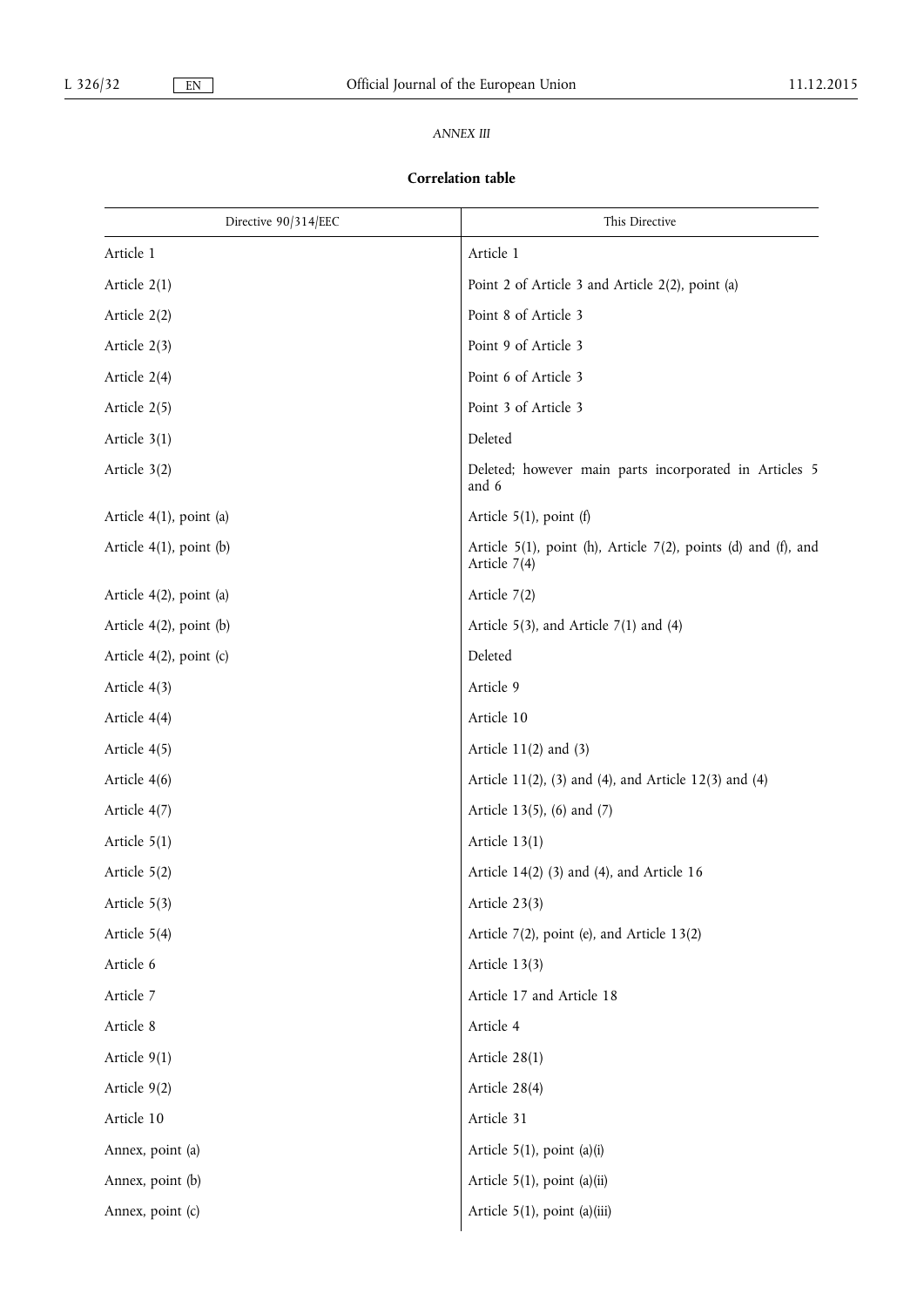*ANNEX III*

**Correlation table**

| Directive 90/314/EEC | This Directive |
|---|---|
| Article 1 | Article 1 |
| Article 2(1) | Point 2 of Article 3 and Article 2(2), point (a) |
| Article 2(2) | Point 8 of Article 3 |
| Article 2(3) | Point 9 of Article 3 |
| Article 2(4) | Point 6 of Article 3 |
| Article 2(5) | Point 3 of Article 3 |
| Article 3(1) | Deleted |
| Article 3(2) | Deleted; however main parts incorporated in Articles 5 and 6 |
| Article 4(1), point (a) | Article 5(1), point (f) |
| Article 4(1), point (b) | Article 5(1), point (h), Article 7(2), points (d) and (f), and Article 7(4) |
| Article 4(2), point (a) | Article 7(2) |
| Article 4(2), point (b) | Article 5(3), and Article 7(1) and (4) |
| Article 4(2), point (c) | Deleted |
| Article 4(3) | Article 9 |
| Article 4(4) | Article 10 |
| Article 4(5) | Article 11(2) and (3) |
| Article 4(6) | Article 11(2), (3) and (4), and Article 12(3) and (4) |
| Article 4(7) | Article 13(5), (6) and (7) |
| Article 5(1) | Article 13(1) |
| Article 5(2) | Article 14(2) (3) and (4), and Article 16 |
| Article 5(3) | Article 23(3) |
| Article 5(4) | Article 7(2), point (e), and Article 13(2) |
| Article 6 | Article 13(3) |
| Article 7 | Article 17 and Article 18 |
| Article 8 | Article 4 |
| Article 9(1) | Article 28(1) |
| Article 9(2) | Article 28(4) |
| Article 10 | Article 31 |
| Annex, point (a) | Article 5(1), point (a)(i) |
| Annex, point (b) | Article 5(1), point (a)(ii) |
| Annex, point (c) | Article 5(1), point (a)(iii) |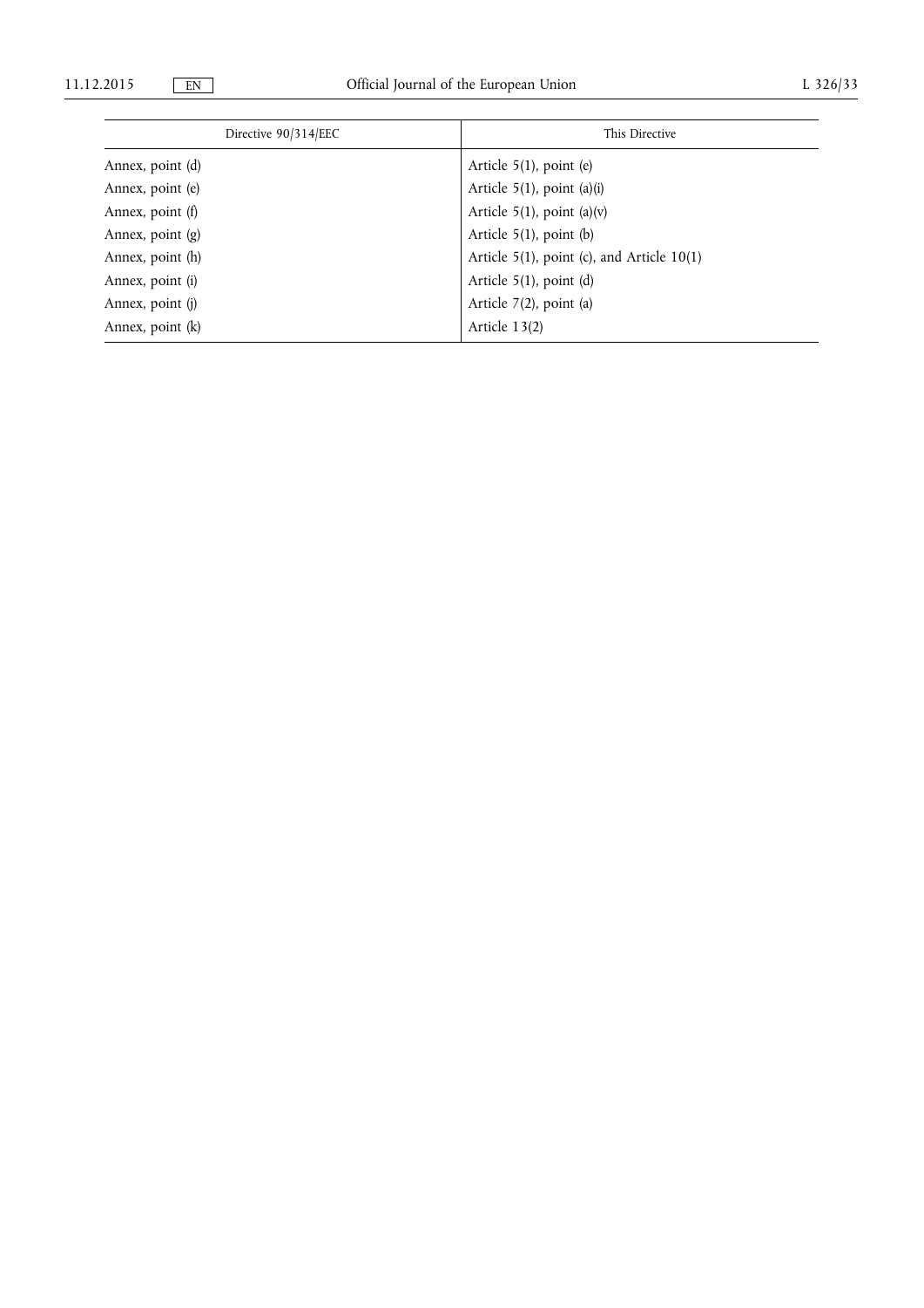| Directive 90/314/EEC | This Directive |
|---|---|
| Annex, point (d) | Article 5(1), point (e) |
| Annex, point (e) | Article 5(1), point (a)(i) |
| Annex, point (f) | Article 5(1), point (a)(v) |
| Annex, point (g) | Article 5(1), point (b) |
| Annex, point (h) | Article 5(1), point (c), and Article 10(1) |
| Annex, point (i) | Article 5(1), point (d) |
| Annex, point (j) | Article 7(2), point (a) |
| Annex, point (k) | Article 13(2) |